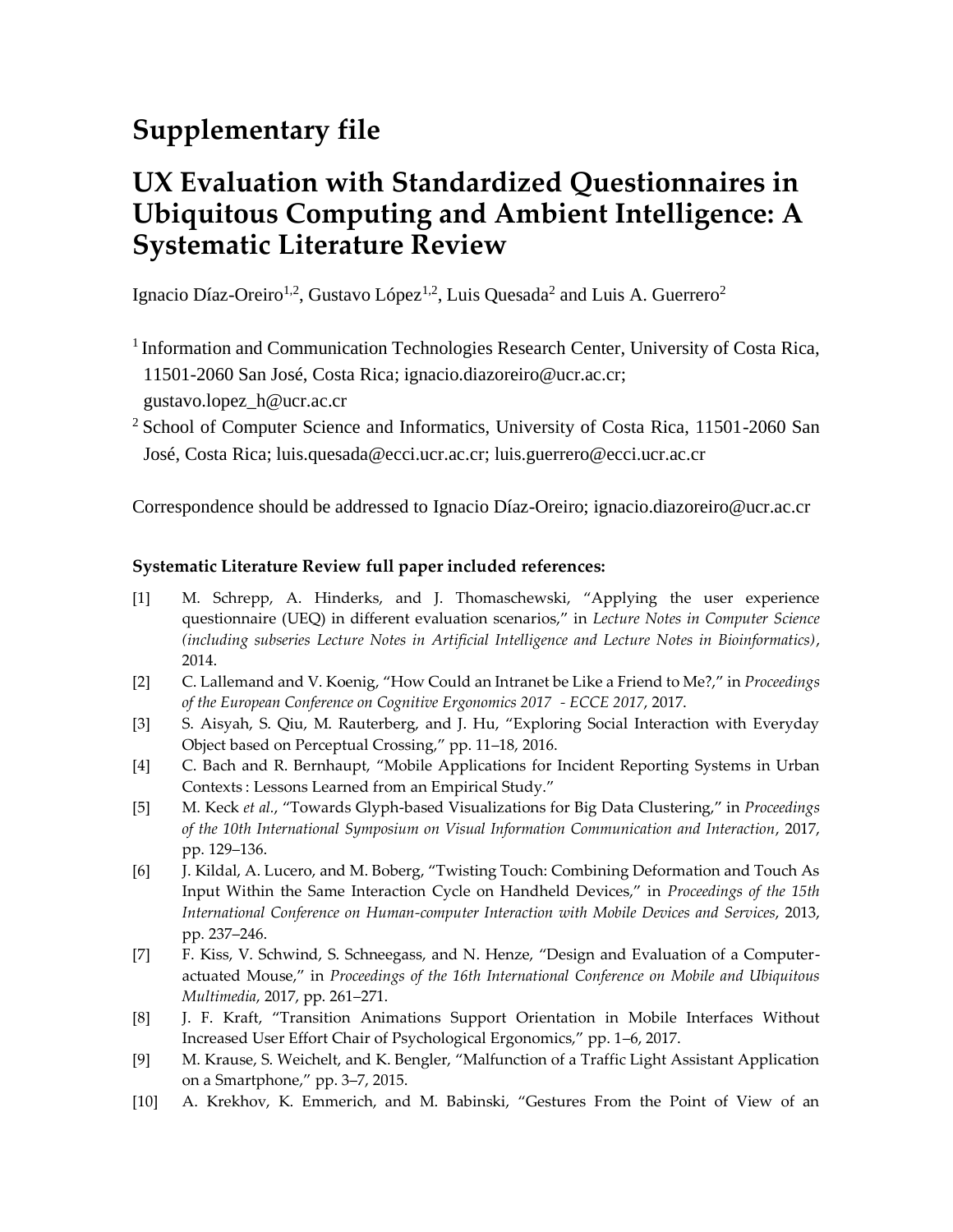# Supplementary file

# UX Evaluation with Standardized Questionnaires in Ubiquitous Computing and Ambient Intelligence: A Systematic Literature Review

Ignacio Díaz-Oreiro[1,2], Gustavo López[1,2], Luis Quesada[2] and Luis A. Guerrero[2]

[1] Information and Communication Technologies Research Center, University of Costa Rica, 11501-2060 San José, Costa Rica; ignacio.diazoreiro@ucr.ac.cr; gustavo.lopez_h@ucr.ac.cr

[2] School of Computer Science and Informatics, University of Costa Rica, 11501-2060 San José, Costa Rica; luis.quesada@ecci.ucr.ac.cr; luis.guerrero@ecci.ucr.ac.cr

Correspondence should be addressed to Ignacio Díaz-Oreiro; ignacio.diazoreiro@ucr.ac.cr

**Systematic Literature Review full paper included references:**

[1] M. Schrepp, A. Hinderks, and J. Thomaschewski, "Applying the user experience questionnaire (UEQ) in different evaluation scenarios," in *Lecture Notes in Computer Science (including subseries Lecture Notes in Artificial Intelligence and Lecture Notes in Bioinformatics)*, 2014.

[2] C. Lallemand and V. Koenig, "How Could an Intranet be Like a Friend to Me?," in *Proceedings of the European Conference on Cognitive Ergonomics 2017 - ECCE 2017*, 2017.

[3] S. Aisyah, S. Qiu, M. Rauterberg, and J. Hu, "Exploring Social Interaction with Everyday Object based on Perceptual Crossing," pp. 11–18, 2016.

[4] C. Bach and R. Bernhaupt, "Mobile Applications for Incident Reporting Systems in Urban Contexts : Lessons Learned from an Empirical Study."

[5] M. Keck *et al.*, "Towards Glyph-based Visualizations for Big Data Clustering," in *Proceedings of the 10th International Symposium on Visual Information Communication and Interaction*, 2017, pp. 129–136.

[6] J. Kildal, A. Lucero, and M. Boberg, "Twisting Touch: Combining Deformation and Touch As Input Within the Same Interaction Cycle on Handheld Devices," in *Proceedings of the 15th International Conference on Human-computer Interaction with Mobile Devices and Services*, 2013, pp. 237–246.

[7] F. Kiss, V. Schwind, S. Schneegass, and N. Henze, "Design and Evaluation of a Computer-actuated Mouse," in *Proceedings of the 16th International Conference on Mobile and Ubiquitous Multimedia*, 2017, pp. 261–271.

[8] J. F. Kraft, "Transition Animations Support Orientation in Mobile Interfaces Without Increased User Effort Chair of Psychological Ergonomics," pp. 1–6, 2017.

[9] M. Krause, S. Weichelt, and K. Bengler, "Malfunction of a Traffic Light Assistant Application on a Smartphone," pp. 3–7, 2015.

[10] A. Krekhov, K. Emmerich, and M. Babinski, "Gestures From the Point of View of an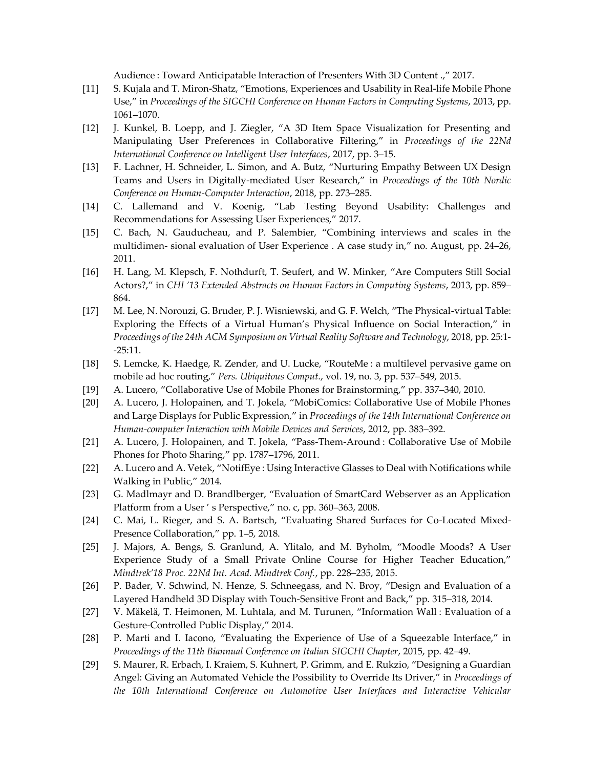Audience : Toward Anticipatable Interaction of Presenters With 3D Content .," 2017.

[11] S. Kujala and T. Miron-Shatz, "Emotions, Experiences and Usability in Real-life Mobile Phone Use," in *Proceedings of the SIGCHI Conference on Human Factors in Computing Systems*, 2013, pp. 1061–1070.

[12] J. Kunkel, B. Loepp, and J. Ziegler, "A 3D Item Space Visualization for Presenting and Manipulating User Preferences in Collaborative Filtering," in *Proceedings of the 22Nd International Conference on Intelligent User Interfaces*, 2017, pp. 3–15.

[13] F. Lachner, H. Schneider, L. Simon, and A. Butz, "Nurturing Empathy Between UX Design Teams and Users in Digitally-mediated User Research," in *Proceedings of the 10th Nordic Conference on Human-Computer Interaction*, 2018, pp. 273–285.

[14] C. Lallemand and V. Koenig, "Lab Testing Beyond Usability: Challenges and Recommendations for Assessing User Experiences," 2017.

[15] C. Bach, N. Gauducheau, and P. Salembier, "Combining interviews and scales in the multidimen- sional evaluation of User Experience . A case study in," no. August, pp. 24–26, 2011.

[16] H. Lang, M. Klepsch, F. Nothdurft, T. Seufert, and W. Minker, "Are Computers Still Social Actors?," in *CHI '13 Extended Abstracts on Human Factors in Computing Systems*, 2013, pp. 859–864.

[17] M. Lee, N. Norouzi, G. Bruder, P. J. Wisniewski, and G. F. Welch, "The Physical-virtual Table: Exploring the Effects of a Virtual Human's Physical Influence on Social Interaction," in *Proceedings of the 24th ACM Symposium on Virtual Reality Software and Technology*, 2018, pp. 25:1--25:11.

[18] S. Lemcke, K. Haedge, R. Zender, and U. Lucke, "RouteMe : a multilevel pervasive game on mobile ad hoc routing," *Pers. Ubiquitous Comput.*, vol. 19, no. 3, pp. 537–549, 2015.

[19] A. Lucero, "Collaborative Use of Mobile Phones for Brainstorming," pp. 337–340, 2010.

[20] A. Lucero, J. Holopainen, and T. Jokela, "MobiComics: Collaborative Use of Mobile Phones and Large Displays for Public Expression," in *Proceedings of the 14th International Conference on Human-computer Interaction with Mobile Devices and Services*, 2012, pp. 383–392.

[21] A. Lucero, J. Holopainen, and T. Jokela, "Pass-Them-Around : Collaborative Use of Mobile Phones for Photo Sharing," pp. 1787–1796, 2011.

[22] A. Lucero and A. Vetek, "NotifEye : Using Interactive Glasses to Deal with Notifications while Walking in Public," 2014.

[23] G. Madlmayr and D. Brandlberger, "Evaluation of SmartCard Webserver as an Application Platform from a User ' s Perspective," no. c, pp. 360–363, 2008.

[24] C. Mai, L. Rieger, and S. A. Bartsch, "Evaluating Shared Surfaces for Co-Located Mixed-Presence Collaboration," pp. 1–5, 2018.

[25] J. Majors, A. Bengs, S. Granlund, A. Ylitalo, and M. Byholm, "Moodle Moods? A User Experience Study of a Small Private Online Course for Higher Teacher Education," *Mindtrek'18 Proc. 22Nd Int. Acad. Mindtrek Conf.*, pp. 228–235, 2015.

[26] P. Bader, V. Schwind, N. Henze, S. Schneegass, and N. Broy, "Design and Evaluation of a Layered Handheld 3D Display with Touch-Sensitive Front and Back," pp. 315–318, 2014.

[27] V. Mäkelä, T. Heimonen, M. Luhtala, and M. Turunen, "Information Wall : Evaluation of a Gesture-Controlled Public Display," 2014.

[28] P. Marti and I. Iacono, "Evaluating the Experience of Use of a Squeezable Interface," in *Proceedings of the 11th Biannual Conference on Italian SIGCHI Chapter*, 2015, pp. 42–49.

[29] S. Maurer, R. Erbach, I. Kraiem, S. Kuhnert, P. Grimm, and E. Rukzio, "Designing a Guardian Angel: Giving an Automated Vehicle the Possibility to Override Its Driver," in *Proceedings of the 10th International Conference on Automotive User Interfaces and Interactive Vehicular*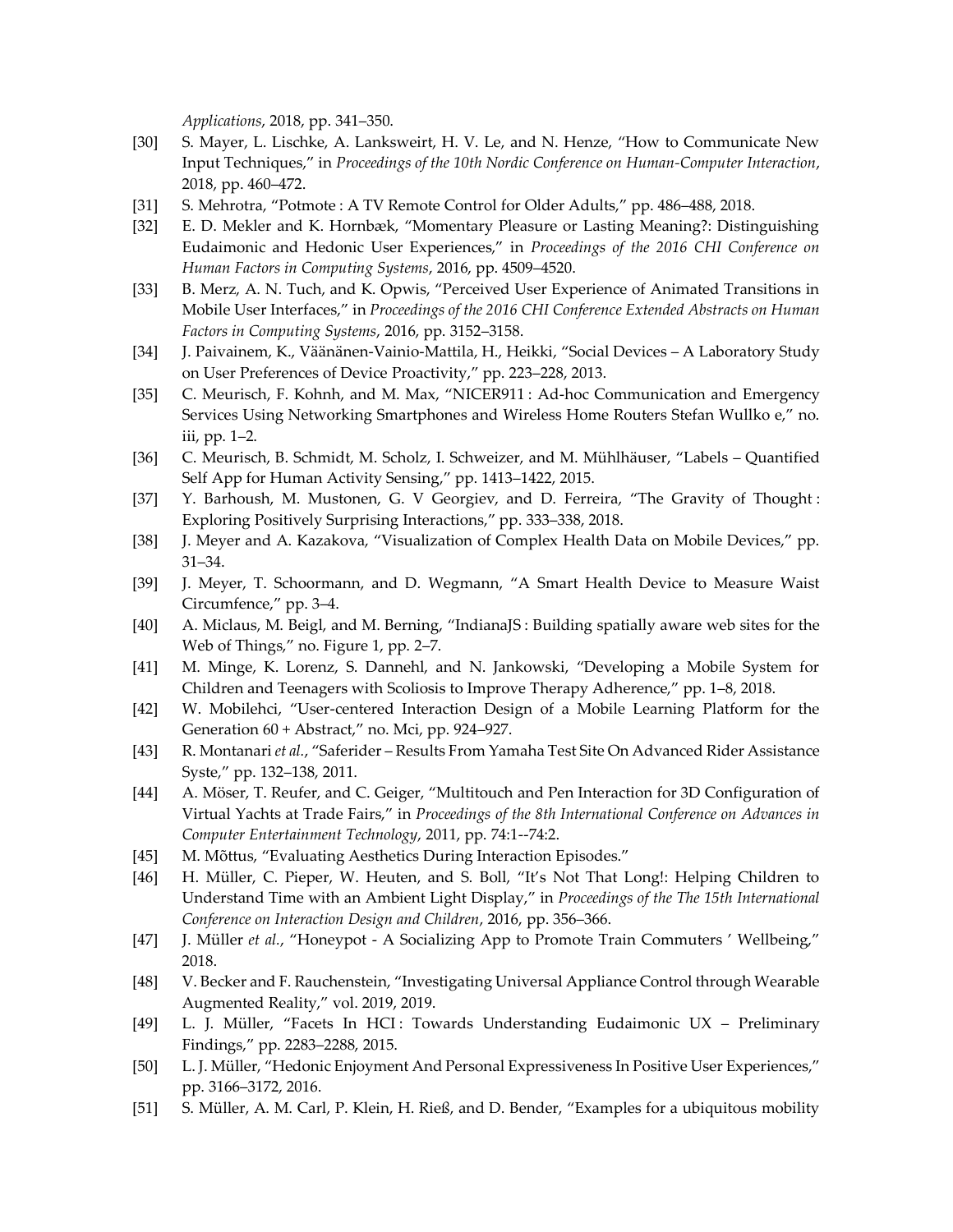*Applications*, 2018, pp. 341–350.

[30] S. Mayer, L. Lischke, A. Lanksweirt, H. V. Le, and N. Henze, "How to Communicate New Input Techniques," in *Proceedings of the 10th Nordic Conference on Human-Computer Interaction*, 2018, pp. 460–472.

[31] S. Mehrotra, "Potmote : A TV Remote Control for Older Adults," pp. 486–488, 2018.

[32] E. D. Mekler and K. Hornbæk, "Momentary Pleasure or Lasting Meaning?: Distinguishing Eudaimonic and Hedonic User Experiences," in *Proceedings of the 2016 CHI Conference on Human Factors in Computing Systems*, 2016, pp. 4509–4520.

[33] B. Merz, A. N. Tuch, and K. Opwis, "Perceived User Experience of Animated Transitions in Mobile User Interfaces," in *Proceedings of the 2016 CHI Conference Extended Abstracts on Human Factors in Computing Systems*, 2016, pp. 3152–3158.

[34] J. Paivainem, K., Väänänen-Vainio-Mattila, H., Heikki, "Social Devices – A Laboratory Study on User Preferences of Device Proactivity," pp. 223–228, 2013.

[35] C. Meurisch, F. Kohnh, and M. Max, "NICER911 : Ad-hoc Communication and Emergency Services Using Networking Smartphones and Wireless Home Routers Stefan Wullko e," no. iii, pp. 1–2.

[36] C. Meurisch, B. Schmidt, M. Scholz, I. Schweizer, and M. Mühlhäuser, "Labels – Quantified Self App for Human Activity Sensing," pp. 1413–1422, 2015.

[37] Y. Barhoush, M. Mustonen, G. V Georgiev, and D. Ferreira, "The Gravity of Thought : Exploring Positively Surprising Interactions," pp. 333–338, 2018.

[38] J. Meyer and A. Kazakova, "Visualization of Complex Health Data on Mobile Devices," pp. 31–34.

[39] J. Meyer, T. Schoormann, and D. Wegmann, "A Smart Health Device to Measure Waist Circumfence," pp. 3–4.

[40] A. Miclaus, M. Beigl, and M. Berning, "IndianaJS : Building spatially aware web sites for the Web of Things," no. Figure 1, pp. 2–7.

[41] M. Minge, K. Lorenz, S. Dannehl, and N. Jankowski, "Developing a Mobile System for Children and Teenagers with Scoliosis to Improve Therapy Adherence," pp. 1–8, 2018.

[42] W. Mobilehci, "User-centered Interaction Design of a Mobile Learning Platform for the Generation 60 + Abstract," no. Mci, pp. 924–927.

[43] R. Montanari *et al.*, "Saferider – Results From Yamaha Test Site On Advanced Rider Assistance Syste," pp. 132–138, 2011.

[44] A. Möser, T. Reufer, and C. Geiger, "Multitouch and Pen Interaction for 3D Configuration of Virtual Yachts at Trade Fairs," in *Proceedings of the 8th International Conference on Advances in Computer Entertainment Technology*, 2011, pp. 74:1--74:2.

[45] M. Mõttus, "Evaluating Aesthetics During Interaction Episodes."

[46] H. Müller, C. Pieper, W. Heuten, and S. Boll, "It's Not That Long!: Helping Children to Understand Time with an Ambient Light Display," in *Proceedings of the The 15th International Conference on Interaction Design and Children*, 2016, pp. 356–366.

[47] J. Müller *et al.*, "Honeypot - A Socializing App to Promote Train Commuters ' Wellbeing," 2018.

[48] V. Becker and F. Rauchenstein, "Investigating Universal Appliance Control through Wearable Augmented Reality," vol. 2019, 2019.

[49] L. J. Müller, "Facets In HCI : Towards Understanding Eudaimonic UX – Preliminary Findings," pp. 2283–2288, 2015.

[50] L. J. Müller, "Hedonic Enjoyment And Personal Expressiveness In Positive User Experiences," pp. 3166–3172, 2016.

[51] S. Müller, A. M. Carl, P. Klein, H. Rieß, and D. Bender, "Examples for a ubiquitous mobility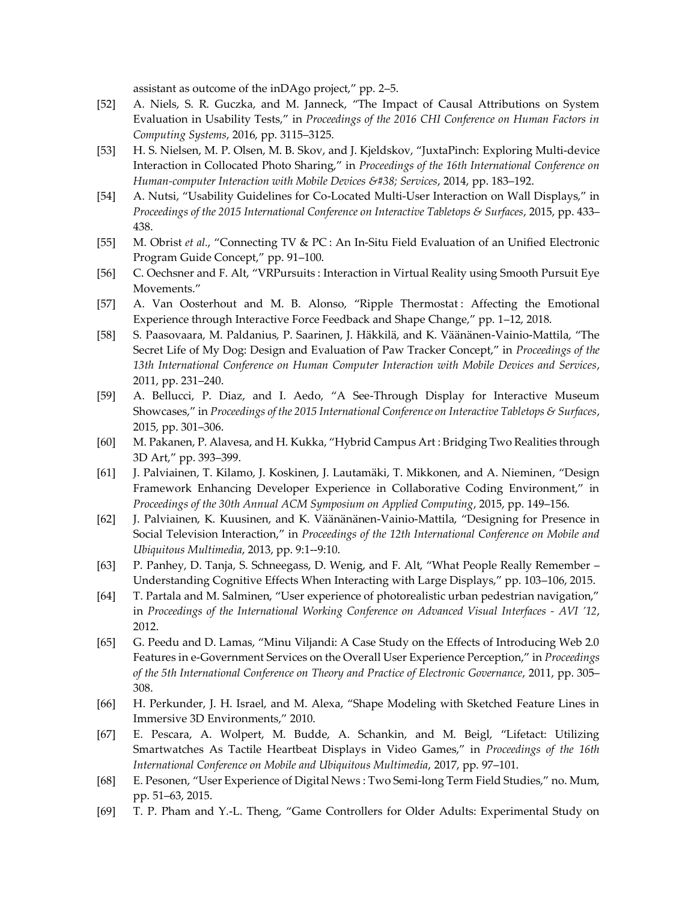assistant as outcome of the inDAgo project," pp. 2–5.

[52] A. Niels, S. R. Guczka, and M. Janneck, "The Impact of Causal Attributions on System Evaluation in Usability Tests," in *Proceedings of the 2016 CHI Conference on Human Factors in Computing Systems*, 2016, pp. 3115–3125.

[53] H. S. Nielsen, M. P. Olsen, M. B. Skov, and J. Kjeldskov, "JuxtaPinch: Exploring Multi-device Interaction in Collocated Photo Sharing," in *Proceedings of the 16th International Conference on Human-computer Interaction with Mobile Devices &#38; Services*, 2014, pp. 183–192.

[54] A. Nutsi, "Usability Guidelines for Co-Located Multi-User Interaction on Wall Displays," in *Proceedings of the 2015 International Conference on Interactive Tabletops & Surfaces*, 2015, pp. 433–438.

[55] M. Obrist *et al.*, "Connecting TV & PC : An In-Situ Field Evaluation of an Unified Electronic Program Guide Concept," pp. 91–100.

[56] C. Oechsner and F. Alt, "VRPursuits : Interaction in Virtual Reality using Smooth Pursuit Eye Movements."

[57] A. Van Oosterhout and M. B. Alonso, "Ripple Thermostat : Affecting the Emotional Experience through Interactive Force Feedback and Shape Change," pp. 1–12, 2018.

[58] S. Paasovaara, M. Paldanius, P. Saarinen, J. Häkkilä, and K. Väänänen-Vainio-Mattila, "The Secret Life of My Dog: Design and Evaluation of Paw Tracker Concept," in *Proceedings of the 13th International Conference on Human Computer Interaction with Mobile Devices and Services*, 2011, pp. 231–240.

[59] A. Bellucci, P. Diaz, and I. Aedo, "A See-Through Display for Interactive Museum Showcases," in *Proceedings of the 2015 International Conference on Interactive Tabletops & Surfaces*, 2015, pp. 301–306.

[60] M. Pakanen, P. Alavesa, and H. Kukka, "Hybrid Campus Art : Bridging Two Realities through 3D Art," pp. 393–399.

[61] J. Palviainen, T. Kilamo, J. Koskinen, J. Lautamäki, T. Mikkonen, and A. Nieminen, "Design Framework Enhancing Developer Experience in Collaborative Coding Environment," in *Proceedings of the 30th Annual ACM Symposium on Applied Computing*, 2015, pp. 149–156.

[62] J. Palviainen, K. Kuusinen, and K. Väänänänen-Vainio-Mattila, "Designing for Presence in Social Television Interaction," in *Proceedings of the 12th International Conference on Mobile and Ubiquitous Multimedia*, 2013, pp. 9:1--9:10.

[63] P. Panhey, D. Tanja, S. Schneegass, D. Wenig, and F. Alt, "What People Really Remember – Understanding Cognitive Effects When Interacting with Large Displays," pp. 103–106, 2015.

[64] T. Partala and M. Salminen, "User experience of photorealistic urban pedestrian navigation," in *Proceedings of the International Working Conference on Advanced Visual Interfaces - AVI '12*, 2012.

[65] G. Peedu and D. Lamas, "Minu Viljandi: A Case Study on the Effects of Introducing Web 2.0 Features in e-Government Services on the Overall User Experience Perception," in *Proceedings of the 5th International Conference on Theory and Practice of Electronic Governance*, 2011, pp. 305–308.

[66] H. Perkunder, J. H. Israel, and M. Alexa, "Shape Modeling with Sketched Feature Lines in Immersive 3D Environments," 2010.

[67] E. Pescara, A. Wolpert, M. Budde, A. Schankin, and M. Beigl, "Lifetact: Utilizing Smartwatches As Tactile Heartbeat Displays in Video Games," in *Proceedings of the 16th International Conference on Mobile and Ubiquitous Multimedia*, 2017, pp. 97–101.

[68] E. Pesonen, "User Experience of Digital News : Two Semi-long Term Field Studies," no. Mum, pp. 51–63, 2015.

[69] T. P. Pham and Y.-L. Theng, "Game Controllers for Older Adults: Experimental Study on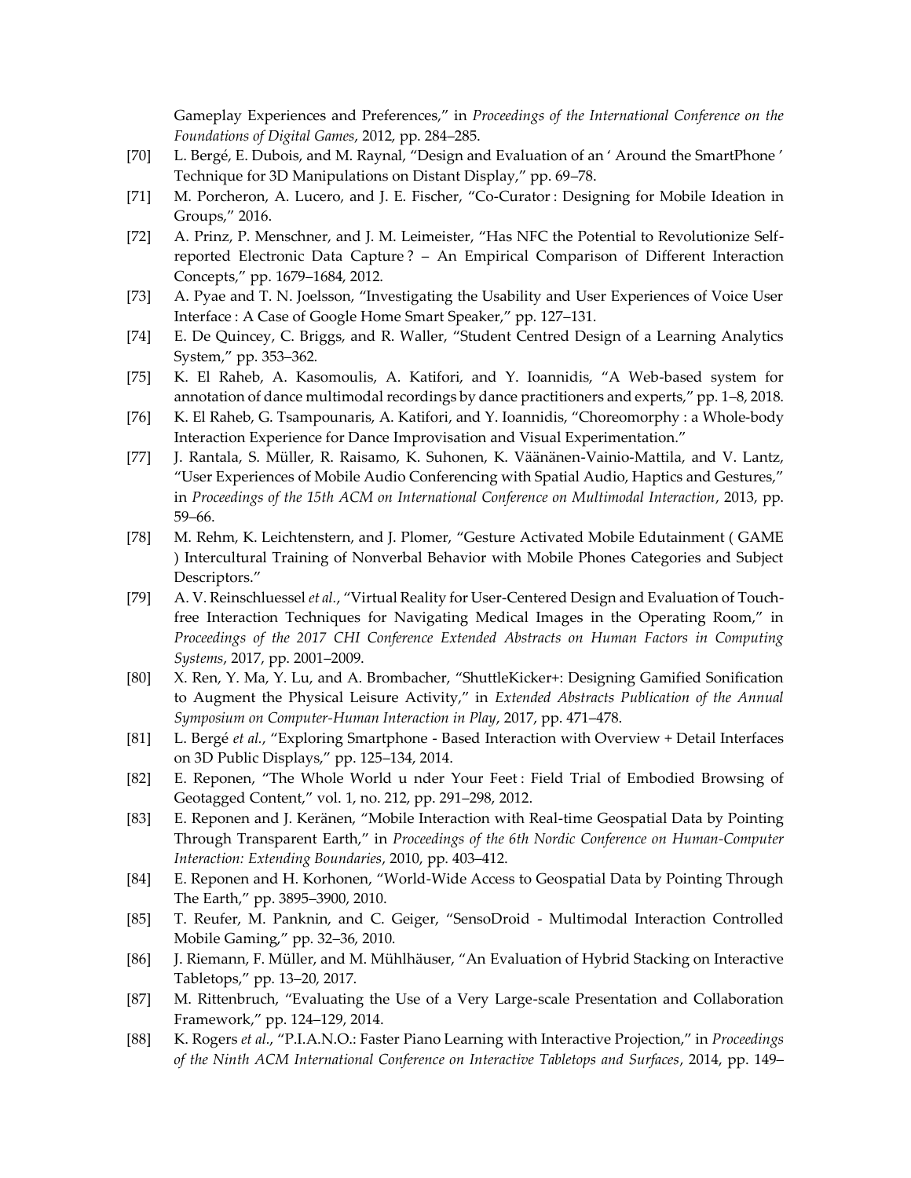Gameplay Experiences and Preferences," in *Proceedings of the International Conference on the Foundations of Digital Games*, 2012, pp. 284–285.

[70] L. Bergé, E. Dubois, and M. Raynal, "Design and Evaluation of an ' Around the SmartPhone ' Technique for 3D Manipulations on Distant Display," pp. 69–78.

[71] M. Porcheron, A. Lucero, and J. E. Fischer, "Co-Curator : Designing for Mobile Ideation in Groups," 2016.

[72] A. Prinz, P. Menschner, and J. M. Leimeister, "Has NFC the Potential to Revolutionize Self-reported Electronic Data Capture ? – An Empirical Comparison of Different Interaction Concepts," pp. 1679–1684, 2012.

[73] A. Pyae and T. N. Joelsson, "Investigating the Usability and User Experiences of Voice User Interface : A Case of Google Home Smart Speaker," pp. 127–131.

[74] E. De Quincey, C. Briggs, and R. Waller, "Student Centred Design of a Learning Analytics System," pp. 353–362.

[75] K. El Raheb, A. Kasomoulis, A. Katifori, and Y. Ioannidis, "A Web-based system for annotation of dance multimodal recordings by dance practitioners and experts," pp. 1–8, 2018.

[76] K. El Raheb, G. Tsampounaris, A. Katifori, and Y. Ioannidis, "Choreomorphy : a Whole-body Interaction Experience for Dance Improvisation and Visual Experimentation."

[77] J. Rantala, S. Müller, R. Raisamo, K. Suhonen, K. Väänänen-Vainio-Mattila, and V. Lantz, "User Experiences of Mobile Audio Conferencing with Spatial Audio, Haptics and Gestures," in *Proceedings of the 15th ACM on International Conference on Multimodal Interaction*, 2013, pp. 59–66.

[78] M. Rehm, K. Leichtenstern, and J. Plomer, "Gesture Activated Mobile Edutainment ( GAME ) Intercultural Training of Nonverbal Behavior with Mobile Phones Categories and Subject Descriptors."

[79] A. V. Reinschluessel *et al.*, "Virtual Reality for User-Centered Design and Evaluation of Touch-free Interaction Techniques for Navigating Medical Images in the Operating Room," in *Proceedings of the 2017 CHI Conference Extended Abstracts on Human Factors in Computing Systems*, 2017, pp. 2001–2009.

[80] X. Ren, Y. Ma, Y. Lu, and A. Brombacher, "ShuttleKicker+: Designing Gamified Sonification to Augment the Physical Leisure Activity," in *Extended Abstracts Publication of the Annual Symposium on Computer-Human Interaction in Play*, 2017, pp. 471–478.

[81] L. Bergé *et al.*, "Exploring Smartphone - Based Interaction with Overview + Detail Interfaces on 3D Public Displays," pp. 125–134, 2014.

[82] E. Reponen, "The Whole World u nder Your Feet : Field Trial of Embodied Browsing of Geotagged Content," vol. 1, no. 212, pp. 291–298, 2012.

[83] E. Reponen and J. Keränen, "Mobile Interaction with Real-time Geospatial Data by Pointing Through Transparent Earth," in *Proceedings of the 6th Nordic Conference on Human-Computer Interaction: Extending Boundaries*, 2010, pp. 403–412.

[84] E. Reponen and H. Korhonen, "World-Wide Access to Geospatial Data by Pointing Through The Earth," pp. 3895–3900, 2010.

[85] T. Reufer, M. Panknin, and C. Geiger, "SensoDroid - Multimodal Interaction Controlled Mobile Gaming," pp. 32–36, 2010.

[86] J. Riemann, F. Müller, and M. Mühlhäuser, "An Evaluation of Hybrid Stacking on Interactive Tabletops," pp. 13–20, 2017.

[87] M. Rittenbruch, "Evaluating the Use of a Very Large-scale Presentation and Collaboration Framework," pp. 124–129, 2014.

[88] K. Rogers *et al.*, "P.I.A.N.O.: Faster Piano Learning with Interactive Projection," in *Proceedings of the Ninth ACM International Conference on Interactive Tabletops and Surfaces*, 2014, pp. 149–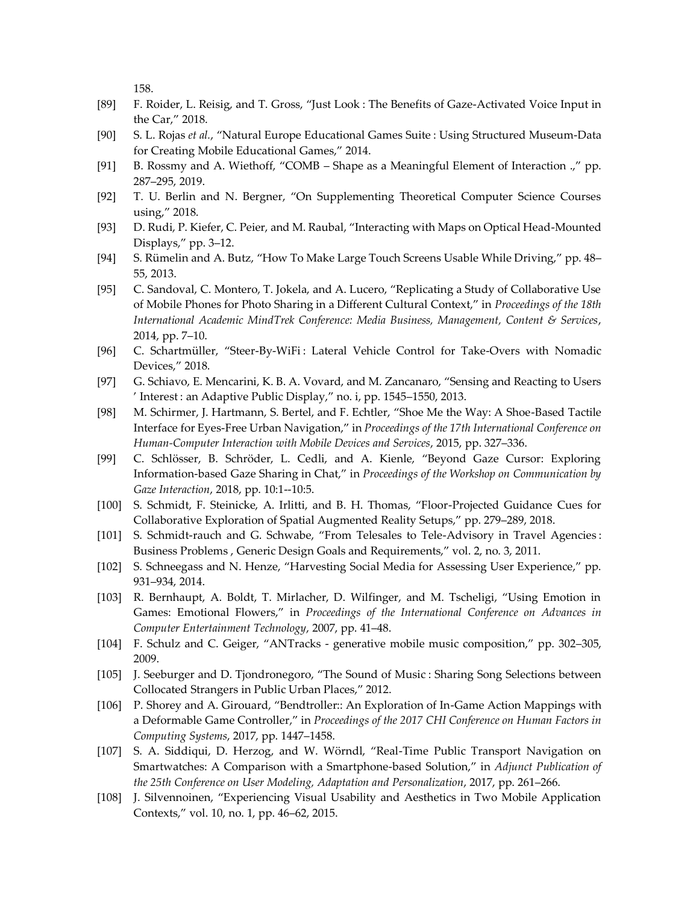158.

[89] F. Roider, L. Reisig, and T. Gross, “Just Look : The Benefits of Gaze-Activated Voice Input in the Car,” 2018.

[90] S. L. Rojas *et al.*, “Natural Europe Educational Games Suite : Using Structured Museum-Data for Creating Mobile Educational Games,” 2014.

[91] B. Rossmy and A. Wiethoff, “COMB – Shape as a Meaningful Element of Interaction .,” pp. 287–295, 2019.

[92] T. U. Berlin and N. Bergner, “On Supplementing Theoretical Computer Science Courses using,” 2018.

[93] D. Rudi, P. Kiefer, C. Peier, and M. Raubal, “Interacting with Maps on Optical Head-Mounted Displays,” pp. 3–12.

[94] S. Rümelin and A. Butz, “How To Make Large Touch Screens Usable While Driving,” pp. 48–55, 2013.

[95] C. Sandoval, C. Montero, T. Jokela, and A. Lucero, “Replicating a Study of Collaborative Use of Mobile Phones for Photo Sharing in a Different Cultural Context,” in *Proceedings of the 18th International Academic MindTrek Conference: Media Business, Management, Content & Services*, 2014, pp. 7–10.

[96] C. Schartmüller, “Steer-By-WiFi : Lateral Vehicle Control for Take-Overs with Nomadic Devices,” 2018.

[97] G. Schiavo, E. Mencarini, K. B. A. Vovard, and M. Zancanaro, “Sensing and Reacting to Users ’ Interest : an Adaptive Public Display,” no. i, pp. 1545–1550, 2013.

[98] M. Schirmer, J. Hartmann, S. Bertel, and F. Echtler, “Shoe Me the Way: A Shoe-Based Tactile Interface for Eyes-Free Urban Navigation,” in *Proceedings of the 17th International Conference on Human-Computer Interaction with Mobile Devices and Services*, 2015, pp. 327–336.

[99] C. Schlösser, B. Schröder, L. Cedli, and A. Kienle, “Beyond Gaze Cursor: Exploring Information-based Gaze Sharing in Chat,” in *Proceedings of the Workshop on Communication by Gaze Interaction*, 2018, pp. 10:1--10:5.

[100] S. Schmidt, F. Steinicke, A. Irlitti, and B. H. Thomas, “Floor-Projected Guidance Cues for Collaborative Exploration of Spatial Augmented Reality Setups,” pp. 279–289, 2018.

[101] S. Schmidt-rauch and G. Schwabe, “From Telesales to Tele-Advisory in Travel Agencies : Business Problems , Generic Design Goals and Requirements,” vol. 2, no. 3, 2011.

[102] S. Schneegass and N. Henze, “Harvesting Social Media for Assessing User Experience,” pp. 931–934, 2014.

[103] R. Bernhaupt, A. Boldt, T. Mirlacher, D. Wilfinger, and M. Tscheligi, “Using Emotion in Games: Emotional Flowers,” in *Proceedings of the International Conference on Advances in Computer Entertainment Technology*, 2007, pp. 41–48.

[104] F. Schulz and C. Geiger, “ANTracks - generative mobile music composition,” pp. 302–305, 2009.

[105] J. Seeburger and D. Tjondronegoro, “The Sound of Music : Sharing Song Selections between Collocated Strangers in Public Urban Places,” 2012.

[106] P. Shorey and A. Girouard, “Bendtroller:: An Exploration of In-Game Action Mappings with a Deformable Game Controller,” in *Proceedings of the 2017 CHI Conference on Human Factors in Computing Systems*, 2017, pp. 1447–1458.

[107] S. A. Siddiqui, D. Herzog, and W. Wörndl, “Real-Time Public Transport Navigation on Smartwatches: A Comparison with a Smartphone-based Solution,” in *Adjunct Publication of the 25th Conference on User Modeling, Adaptation and Personalization*, 2017, pp. 261–266.

[108] J. Silvennoinen, “Experiencing Visual Usability and Aesthetics in Two Mobile Application Contexts,” vol. 10, no. 1, pp. 46–62, 2015.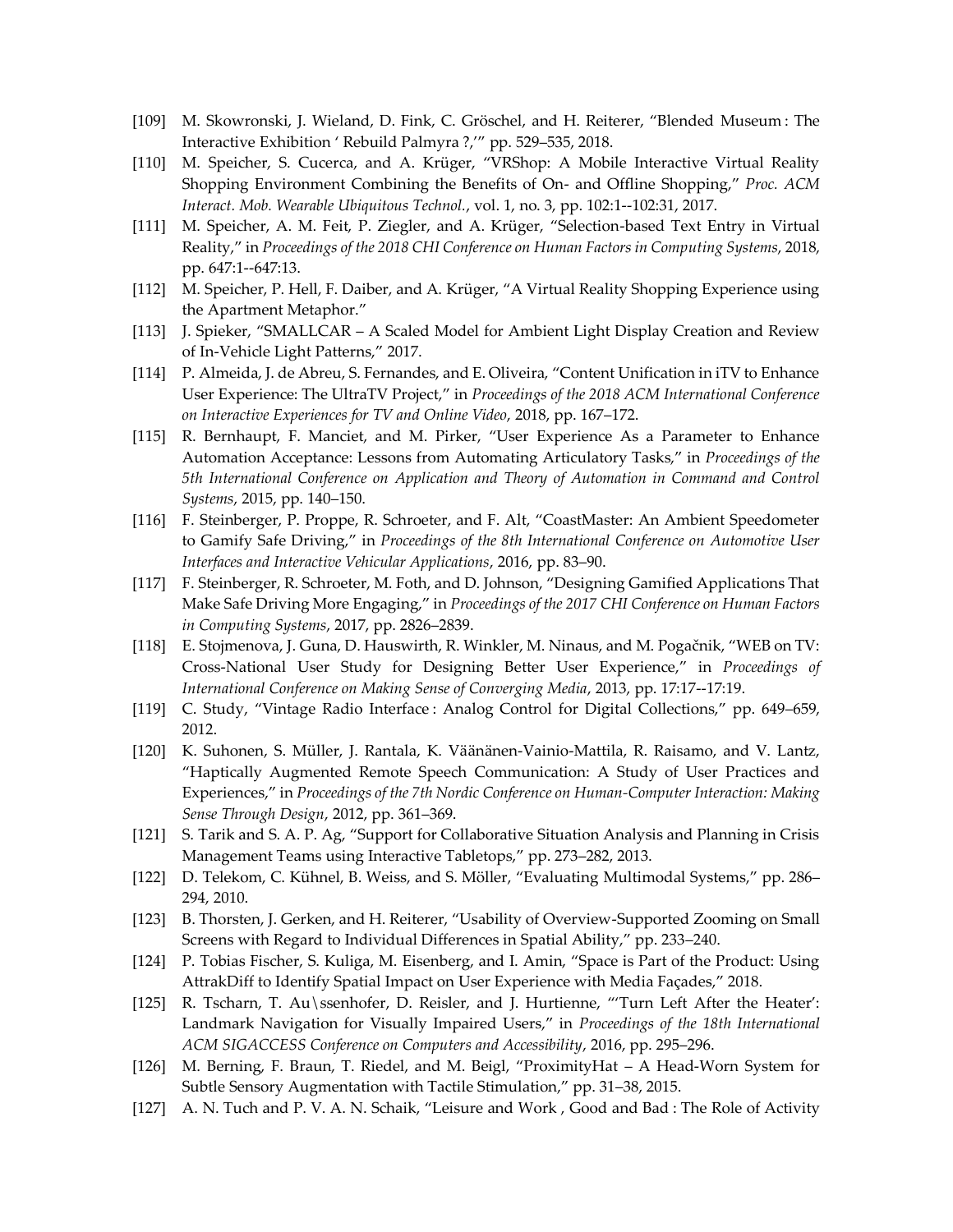[109] M. Skowronski, J. Wieland, D. Fink, C. Gröschel, and H. Reiterer, "Blended Museum : The Interactive Exhibition ' Rebuild Palmyra ?,'" pp. 529–535, 2018.

[110] M. Speicher, S. Cucerca, and A. Krüger, "VRShop: A Mobile Interactive Virtual Reality Shopping Environment Combining the Benefits of On- and Offline Shopping," *Proc. ACM Interact. Mob. Wearable Ubiquitous Technol.*, vol. 1, no. 3, pp. 102:1--102:31, 2017.

[111] M. Speicher, A. M. Feit, P. Ziegler, and A. Krüger, "Selection-based Text Entry in Virtual Reality," in *Proceedings of the 2018 CHI Conference on Human Factors in Computing Systems*, 2018, pp. 647:1--647:13.

[112] M. Speicher, P. Hell, F. Daiber, and A. Krüger, "A Virtual Reality Shopping Experience using the Apartment Metaphor."

[113] J. Spieker, "SMALLCAR – A Scaled Model for Ambient Light Display Creation and Review of In-Vehicle Light Patterns," 2017.

[114] P. Almeida, J. de Abreu, S. Fernandes, and E. Oliveira, "Content Unification in iTV to Enhance User Experience: The UltraTV Project," in *Proceedings of the 2018 ACM International Conference on Interactive Experiences for TV and Online Video*, 2018, pp. 167–172.

[115] R. Bernhaupt, F. Manciet, and M. Pirker, "User Experience As a Parameter to Enhance Automation Acceptance: Lessons from Automating Articulatory Tasks," in *Proceedings of the 5th International Conference on Application and Theory of Automation in Command and Control Systems*, 2015, pp. 140–150.

[116] F. Steinberger, P. Proppe, R. Schroeter, and F. Alt, "CoastMaster: An Ambient Speedometer to Gamify Safe Driving," in *Proceedings of the 8th International Conference on Automotive User Interfaces and Interactive Vehicular Applications*, 2016, pp. 83–90.

[117] F. Steinberger, R. Schroeter, M. Foth, and D. Johnson, "Designing Gamified Applications That Make Safe Driving More Engaging," in *Proceedings of the 2017 CHI Conference on Human Factors in Computing Systems*, 2017, pp. 2826–2839.

[118] E. Stojmenova, J. Guna, D. Hauswirth, R. Winkler, M. Ninaus, and M. Pogačnik, "WEB on TV: Cross-National User Study for Designing Better User Experience," in *Proceedings of International Conference on Making Sense of Converging Media*, 2013, pp. 17:17--17:19.

[119] C. Study, "Vintage Radio Interface : Analog Control for Digital Collections," pp. 649–659, 2012.

[120] K. Suhonen, S. Müller, J. Rantala, K. Väänänen-Vainio-Mattila, R. Raisamo, and V. Lantz, "Haptically Augmented Remote Speech Communication: A Study of User Practices and Experiences," in *Proceedings of the 7th Nordic Conference on Human-Computer Interaction: Making Sense Through Design*, 2012, pp. 361–369.

[121] S. Tarik and S. A. P. Ag, "Support for Collaborative Situation Analysis and Planning in Crisis Management Teams using Interactive Tabletops," pp. 273–282, 2013.

[122] D. Telekom, C. Kühnel, B. Weiss, and S. Möller, "Evaluating Multimodal Systems," pp. 286–294, 2010.

[123] B. Thorsten, J. Gerken, and H. Reiterer, "Usability of Overview-Supported Zooming on Small Screens with Regard to Individual Differences in Spatial Ability," pp. 233–240.

[124] P. Tobias Fischer, S. Kuliga, M. Eisenberg, and I. Amin, "Space is Part of the Product: Using AttrakDiff to Identify Spatial Impact on User Experience with Media Façades," 2018.

[125] R. Tscharn, T. Au\ssenhofer, D. Reisler, and J. Hurtienne, "'Turn Left After the Heater': Landmark Navigation for Visually Impaired Users," in *Proceedings of the 18th International ACM SIGACCESS Conference on Computers and Accessibility*, 2016, pp. 295–296.

[126] M. Berning, F. Braun, T. Riedel, and M. Beigl, "ProximityHat – A Head-Worn System for Subtle Sensory Augmentation with Tactile Stimulation," pp. 31–38, 2015.

[127] A. N. Tuch and P. V. A. N. Schaik, "Leisure and Work , Good and Bad : The Role of Activity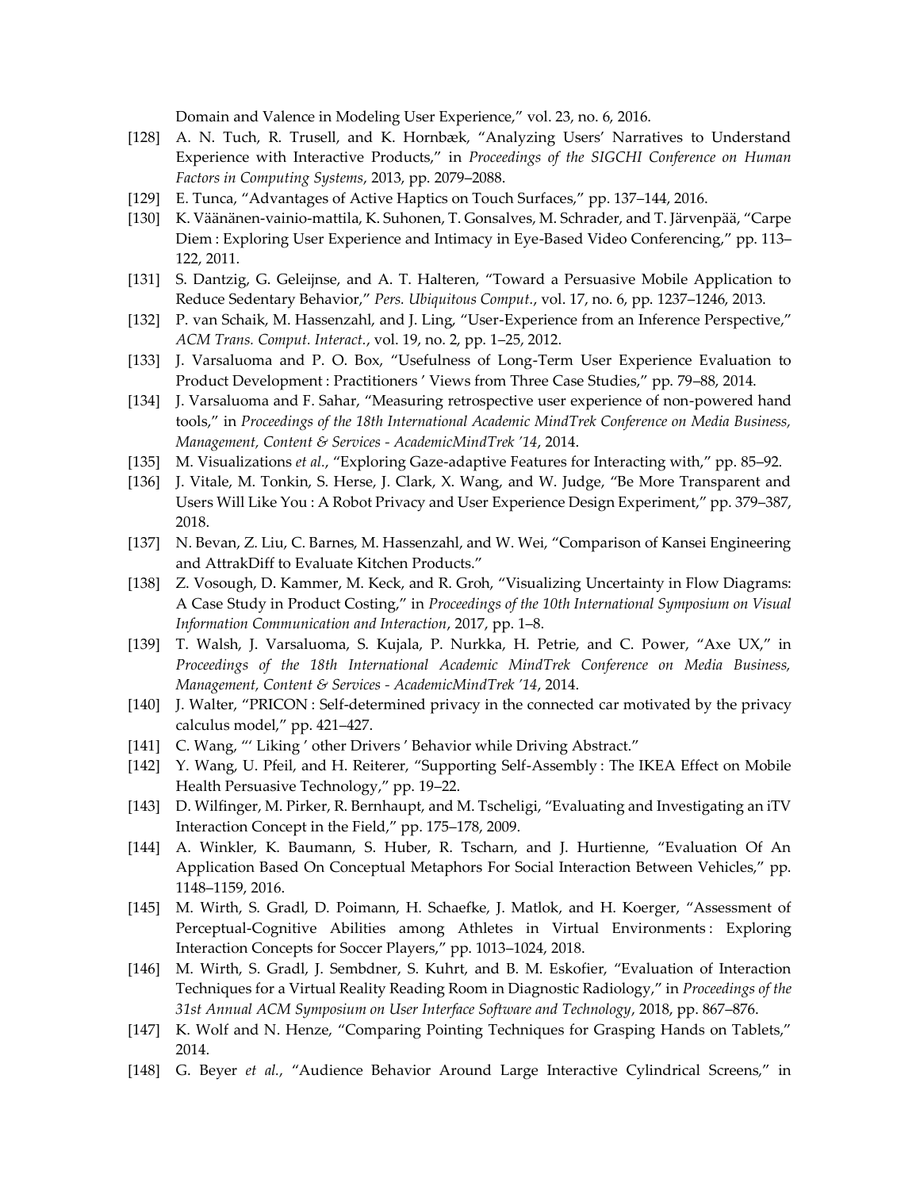Domain and Valence in Modeling User Experience," vol. 23, no. 6, 2016.

[128] A. N. Tuch, R. Trusell, and K. Hornbæk, "Analyzing Users' Narratives to Understand Experience with Interactive Products," in *Proceedings of the SIGCHI Conference on Human Factors in Computing Systems*, 2013, pp. 2079–2088.

[129] E. Tunca, "Advantages of Active Haptics on Touch Surfaces," pp. 137–144, 2016.

[130] K. Väänänen-vainio-mattila, K. Suhonen, T. Gonsalves, M. Schrader, and T. Järvenpää, "Carpe Diem : Exploring User Experience and Intimacy in Eye-Based Video Conferencing," pp. 113–122, 2011.

[131] S. Dantzig, G. Geleijnse, and A. T. Halteren, "Toward a Persuasive Mobile Application to Reduce Sedentary Behavior," *Pers. Ubiquitous Comput.*, vol. 17, no. 6, pp. 1237–1246, 2013.

[132] P. van Schaik, M. Hassenzahl, and J. Ling, "User-Experience from an Inference Perspective," *ACM Trans. Comput. Interact.*, vol. 19, no. 2, pp. 1–25, 2012.

[133] J. Varsaluoma and P. O. Box, "Usefulness of Long-Term User Experience Evaluation to Product Development : Practitioners ' Views from Three Case Studies," pp. 79–88, 2014.

[134] J. Varsaluoma and F. Sahar, "Measuring retrospective user experience of non-powered hand tools," in *Proceedings of the 18th International Academic MindTrek Conference on Media Business, Management, Content & Services - AcademicMindTrek '14*, 2014.

[135] M. Visualizations *et al.*, "Exploring Gaze-adaptive Features for Interacting with," pp. 85–92.

[136] J. Vitale, M. Tonkin, S. Herse, J. Clark, X. Wang, and W. Judge, "Be More Transparent and Users Will Like You : A Robot Privacy and User Experience Design Experiment," pp. 379–387, 2018.

[137] N. Bevan, Z. Liu, C. Barnes, M. Hassenzahl, and W. Wei, "Comparison of Kansei Engineering and AttrakDiff to Evaluate Kitchen Products."

[138] Z. Vosough, D. Kammer, M. Keck, and R. Groh, "Visualizing Uncertainty in Flow Diagrams: A Case Study in Product Costing," in *Proceedings of the 10th International Symposium on Visual Information Communication and Interaction*, 2017, pp. 1–8.

[139] T. Walsh, J. Varsaluoma, S. Kujala, P. Nurkka, H. Petrie, and C. Power, "Axe UX," in *Proceedings of the 18th International Academic MindTrek Conference on Media Business, Management, Content & Services - AcademicMindTrek '14*, 2014.

[140] J. Walter, "PRICON : Self-determined privacy in the connected car motivated by the privacy calculus model," pp. 421–427.

[141] C. Wang, "' Liking ' other Drivers ' Behavior while Driving Abstract."

[142] Y. Wang, U. Pfeil, and H. Reiterer, "Supporting Self-Assembly : The IKEA Effect on Mobile Health Persuasive Technology," pp. 19–22.

[143] D. Wilfinger, M. Pirker, R. Bernhaupt, and M. Tscheligi, "Evaluating and Investigating an iTV Interaction Concept in the Field," pp. 175–178, 2009.

[144] A. Winkler, K. Baumann, S. Huber, R. Tscharn, and J. Hurtienne, "Evaluation Of An Application Based On Conceptual Metaphors For Social Interaction Between Vehicles," pp. 1148–1159, 2016.

[145] M. Wirth, S. Gradl, D. Poimann, H. Schaefke, J. Matlok, and H. Koerger, "Assessment of Perceptual-Cognitive Abilities among Athletes in Virtual Environments : Exploring Interaction Concepts for Soccer Players," pp. 1013–1024, 2018.

[146] M. Wirth, S. Gradl, J. Sembdner, S. Kuhrt, and B. M. Eskofier, "Evaluation of Interaction Techniques for a Virtual Reality Reading Room in Diagnostic Radiology," in *Proceedings of the 31st Annual ACM Symposium on User Interface Software and Technology*, 2018, pp. 867–876.

[147] K. Wolf and N. Henze, "Comparing Pointing Techniques for Grasping Hands on Tablets," 2014.

[148] G. Beyer *et al.*, "Audience Behavior Around Large Interactive Cylindrical Screens," in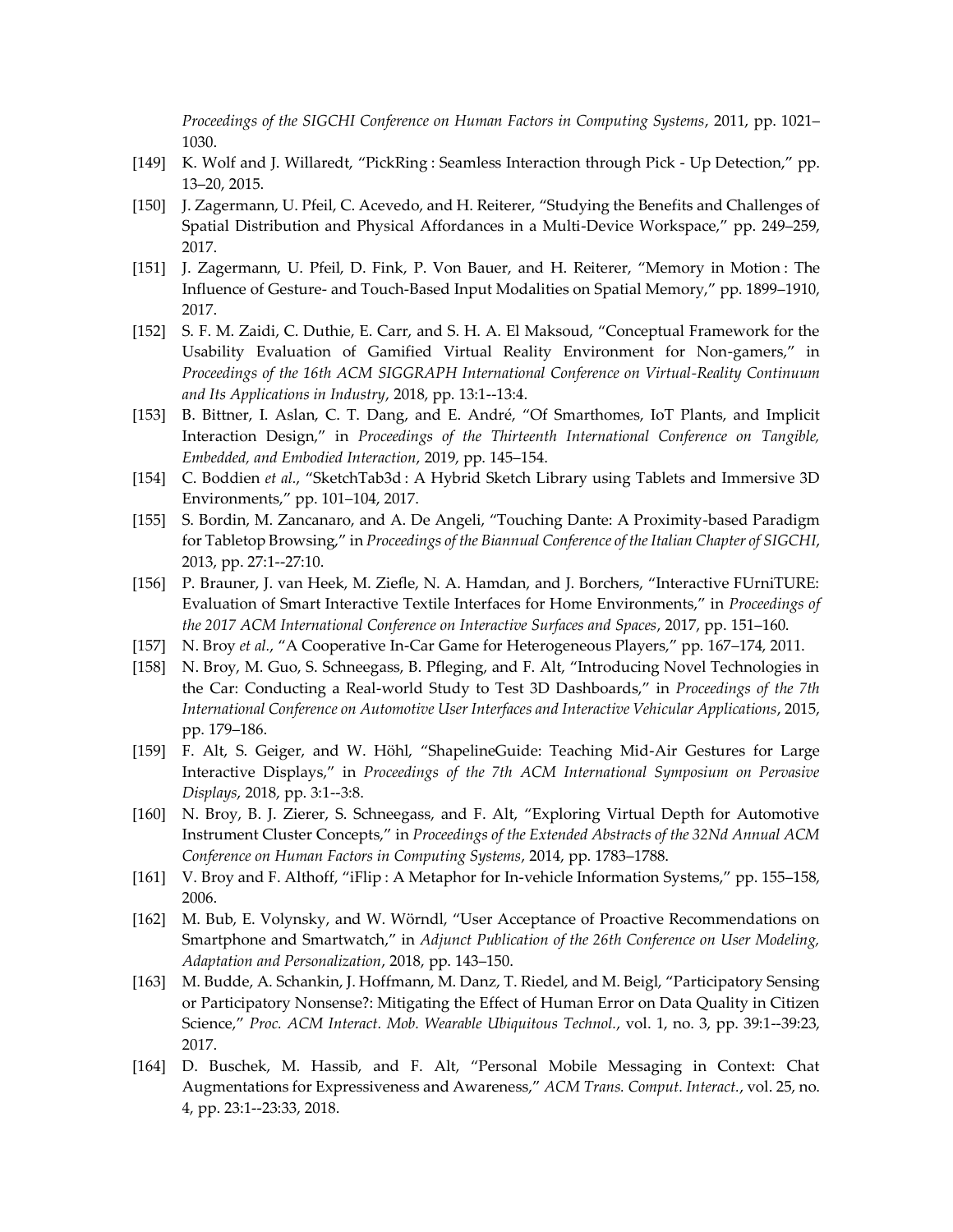*Proceedings of the SIGCHI Conference on Human Factors in Computing Systems*, 2011, pp. 1021–1030.

[149] K. Wolf and J. Willaredt, "PickRing : Seamless Interaction through Pick - Up Detection," pp. 13–20, 2015.

[150] J. Zagermann, U. Pfeil, C. Acevedo, and H. Reiterer, "Studying the Benefits and Challenges of Spatial Distribution and Physical Affordances in a Multi-Device Workspace," pp. 249–259, 2017.

[151] J. Zagermann, U. Pfeil, D. Fink, P. Von Bauer, and H. Reiterer, "Memory in Motion : The Influence of Gesture- and Touch-Based Input Modalities on Spatial Memory," pp. 1899–1910, 2017.

[152] S. F. M. Zaidi, C. Duthie, E. Carr, and S. H. A. El Maksoud, "Conceptual Framework for the Usability Evaluation of Gamified Virtual Reality Environment for Non-gamers," in *Proceedings of the 16th ACM SIGGRAPH International Conference on Virtual-Reality Continuum and Its Applications in Industry*, 2018, pp. 13:1--13:4.

[153] B. Bittner, I. Aslan, C. T. Dang, and E. André, "Of Smarthomes, IoT Plants, and Implicit Interaction Design," in *Proceedings of the Thirteenth International Conference on Tangible, Embedded, and Embodied Interaction*, 2019, pp. 145–154.

[154] C. Boddien *et al.*, "SketchTab3d : A Hybrid Sketch Library using Tablets and Immersive 3D Environments," pp. 101–104, 2017.

[155] S. Bordin, M. Zancanaro, and A. De Angeli, "Touching Dante: A Proximity-based Paradigm for Tabletop Browsing," in *Proceedings of the Biannual Conference of the Italian Chapter of SIGCHI*, 2013, pp. 27:1--27:10.

[156] P. Brauner, J. van Heek, M. Ziefle, N. A. Hamdan, and J. Borchers, "Interactive FUrniTURE: Evaluation of Smart Interactive Textile Interfaces for Home Environments," in *Proceedings of the 2017 ACM International Conference on Interactive Surfaces and Spaces*, 2017, pp. 151–160.

[157] N. Broy *et al.*, "A Cooperative In-Car Game for Heterogeneous Players," pp. 167–174, 2011.

[158] N. Broy, M. Guo, S. Schneegass, B. Pfleging, and F. Alt, "Introducing Novel Technologies in the Car: Conducting a Real-world Study to Test 3D Dashboards," in *Proceedings of the 7th International Conference on Automotive User Interfaces and Interactive Vehicular Applications*, 2015, pp. 179–186.

[159] F. Alt, S. Geiger, and W. Höhl, "ShapelineGuide: Teaching Mid-Air Gestures for Large Interactive Displays," in *Proceedings of the 7th ACM International Symposium on Pervasive Displays*, 2018, pp. 3:1--3:8.

[160] N. Broy, B. J. Zierer, S. Schneegass, and F. Alt, "Exploring Virtual Depth for Automotive Instrument Cluster Concepts," in *Proceedings of the Extended Abstracts of the 32Nd Annual ACM Conference on Human Factors in Computing Systems*, 2014, pp. 1783–1788.

[161] V. Broy and F. Althoff, "iFlip : A Metaphor for In-vehicle Information Systems," pp. 155–158, 2006.

[162] M. Bub, E. Volynsky, and W. Wörndl, "User Acceptance of Proactive Recommendations on Smartphone and Smartwatch," in *Adjunct Publication of the 26th Conference on User Modeling, Adaptation and Personalization*, 2018, pp. 143–150.

[163] M. Budde, A. Schankin, J. Hoffmann, M. Danz, T. Riedel, and M. Beigl, "Participatory Sensing or Participatory Nonsense?: Mitigating the Effect of Human Error on Data Quality in Citizen Science," *Proc. ACM Interact. Mob. Wearable Ubiquitous Technol.*, vol. 1, no. 3, pp. 39:1--39:23, 2017.

[164] D. Buschek, M. Hassib, and F. Alt, "Personal Mobile Messaging in Context: Chat Augmentations for Expressiveness and Awareness," *ACM Trans. Comput. Interact.*, vol. 25, no. 4, pp. 23:1--23:33, 2018.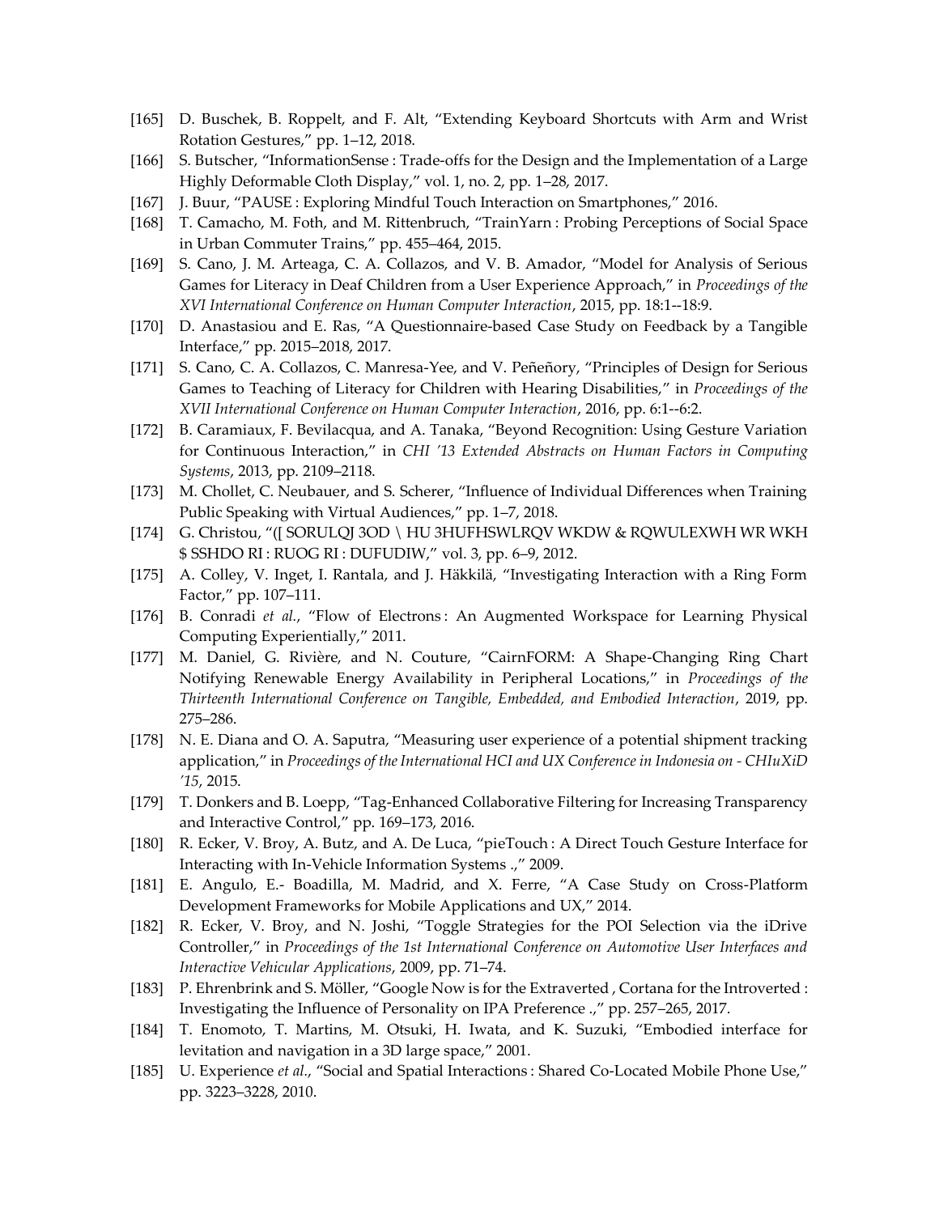[165] D. Buschek, B. Roppelt, and F. Alt, “Extending Keyboard Shortcuts with Arm and Wrist Rotation Gestures,” pp. 1–12, 2018.

[166] S. Butscher, “InformationSense : Trade-offs for the Design and the Implementation of a Large Highly Deformable Cloth Display,” vol. 1, no. 2, pp. 1–28, 2017.

[167] J. Buur, “PAUSE : Exploring Mindful Touch Interaction on Smartphones,” 2016.

[168] T. Camacho, M. Foth, and M. Rittenbruch, “TrainYarn : Probing Perceptions of Social Space in Urban Commuter Trains,” pp. 455–464, 2015.

[169] S. Cano, J. M. Arteaga, C. A. Collazos, and V. B. Amador, “Model for Analysis of Serious Games for Literacy in Deaf Children from a User Experience Approach,” in *Proceedings of the XVI International Conference on Human Computer Interaction*, 2015, pp. 18:1--18:9.

[170] D. Anastasiou and E. Ras, “A Questionnaire-based Case Study on Feedback by a Tangible Interface,” pp. 2015–2018, 2017.

[171] S. Cano, C. A. Collazos, C. Manresa-Yee, and V. Peñeñory, “Principles of Design for Serious Games to Teaching of Literacy for Children with Hearing Disabilities,” in *Proceedings of the XVII International Conference on Human Computer Interaction*, 2016, pp. 6:1--6:2.

[172] B. Caramiaux, F. Bevilacqua, and A. Tanaka, “Beyond Recognition: Using Gesture Variation for Continuous Interaction,” in *CHI '13 Extended Abstracts on Human Factors in Computing Systems*, 2013, pp. 2109–2118.

[173] M. Chollet, C. Neubauer, and S. Scherer, “Influence of Individual Differences when Training Public Speaking with Virtual Audiences,” pp. 1–7, 2018.

[174] G. Christou, “([ SORULQJ 3OD \ HU 3HUFHSWLRQV WKDW & RQWULEXWH WR WKH $ SSHDO RI : RUOG RI : DUFUDIW,” vol. 3, pp. 6–9, 2012.

[175] A. Colley, V. Inget, I. Rantala, and J. Häkkilä, “Investigating Interaction with a Ring Form Factor,” pp. 107–111.

[176] B. Conradi *et al.*, “Flow of Electrons : An Augmented Workspace for Learning Physical Computing Experientially,” 2011.

[177] M. Daniel, G. Rivière, and N. Couture, “CairnFORM: A Shape-Changing Ring Chart Notifying Renewable Energy Availability in Peripheral Locations,” in *Proceedings of the Thirteenth International Conference on Tangible, Embedded, and Embodied Interaction*, 2019, pp. 275–286.

[178] N. E. Diana and O. A. Saputra, “Measuring user experience of a potential shipment tracking application,” in *Proceedings of the International HCI and UX Conference in Indonesia on - CHIuXiD '15*, 2015.

[179] T. Donkers and B. Loepp, “Tag-Enhanced Collaborative Filtering for Increasing Transparency and Interactive Control,” pp. 169–173, 2016.

[180] R. Ecker, V. Broy, A. Butz, and A. De Luca, “pieTouch : A Direct Touch Gesture Interface for Interacting with In-Vehicle Information Systems .,” 2009.

[181] E. Angulo, E.- Boadilla, M. Madrid, and X. Ferre, “A Case Study on Cross-Platform Development Frameworks for Mobile Applications and UX,” 2014.

[182] R. Ecker, V. Broy, and N. Joshi, “Toggle Strategies for the POI Selection via the iDrive Controller,” in *Proceedings of the 1st International Conference on Automotive User Interfaces and Interactive Vehicular Applications*, 2009, pp. 71–74.

[183] P. Ehrenbrink and S. Möller, “Google Now is for the Extraverted , Cortana for the Introverted : Investigating the Influence of Personality on IPA Preference .,” pp. 257–265, 2017.

[184] T. Enomoto, T. Martins, M. Otsuki, H. Iwata, and K. Suzuki, “Embodied interface for levitation and navigation in a 3D large space,” 2001.

[185] U. Experience *et al.*, “Social and Spatial Interactions : Shared Co-Located Mobile Phone Use,” pp. 3223–3228, 2010.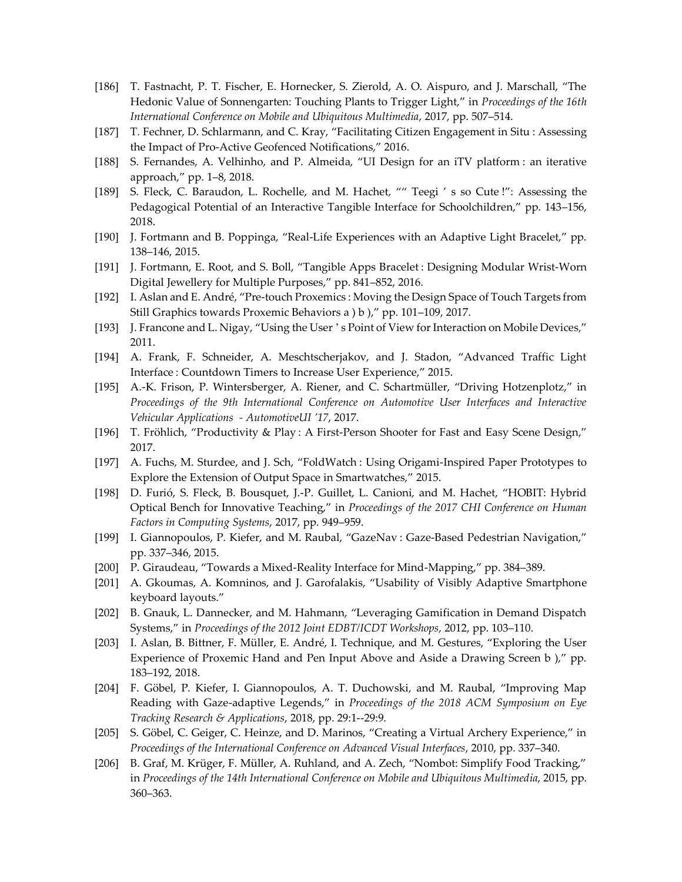[186] T. Fastnacht, P. T. Fischer, E. Hornecker, S. Zierold, A. O. Aispuro, and J. Marschall, “The Hedonic Value of Sonnengarten: Touching Plants to Trigger Light,” in *Proceedings of the 16th International Conference on Mobile and Ubiquitous Multimedia*, 2017, pp. 507–514.

[187] T. Fechner, D. Schlarmann, and C. Kray, “Facilitating Citizen Engagement in Situ : Assessing the Impact of Pro-Active Geofenced Notifications,” 2016.

[188] S. Fernandes, A. Velhinho, and P. Almeida, “UI Design for an iTV platform : an iterative approach,” pp. 1–8, 2018.

[189] S. Fleck, C. Baraudon, L. Rochelle, and M. Hachet, “” Teegi ’ s so Cute !”: Assessing the Pedagogical Potential of an Interactive Tangible Interface for Schoolchildren,” pp. 143–156, 2018.

[190] J. Fortmann and B. Poppinga, “Real-Life Experiences with an Adaptive Light Bracelet,” pp. 138–146, 2015.

[191] J. Fortmann, E. Root, and S. Boll, “Tangible Apps Bracelet : Designing Modular Wrist-Worn Digital Jewellery for Multiple Purposes,” pp. 841–852, 2016.

[192] I. Aslan and E. André, “Pre-touch Proxemics : Moving the Design Space of Touch Targets from Still Graphics towards Proxemic Behaviors a ) b ),” pp. 101–109, 2017.

[193] J. Francone and L. Nigay, “Using the User ’ s Point of View for Interaction on Mobile Devices,” 2011.

[194] A. Frank, F. Schneider, A. Meschtscherjakov, and J. Stadon, “Advanced Traffic Light Interface : Countdown Timers to Increase User Experience,” 2015.

[195] A.-K. Frison, P. Wintersberger, A. Riener, and C. Schartmüller, “Driving Hotzenplotz,” in *Proceedings of the 9th International Conference on Automotive User Interfaces and Interactive Vehicular Applications - AutomotiveUI ’17*, 2017.

[196] T. Fröhlich, “Productivity & Play : A First-Person Shooter for Fast and Easy Scene Design,” 2017.

[197] A. Fuchs, M. Sturdee, and J. Sch, “FoldWatch : Using Origami-Inspired Paper Prototypes to Explore the Extension of Output Space in Smartwatches,” 2015.

[198] D. Furió, S. Fleck, B. Bousquet, J.-P. Guillet, L. Canioni, and M. Hachet, “HOBIT: Hybrid Optical Bench for Innovative Teaching,” in *Proceedings of the 2017 CHI Conference on Human Factors in Computing Systems*, 2017, pp. 949–959.

[199] I. Giannopoulos, P. Kiefer, and M. Raubal, “GazeNav : Gaze-Based Pedestrian Navigation,” pp. 337–346, 2015.

[200] P. Giraudeau, “Towards a Mixed-Reality Interface for Mind-Mapping,” pp. 384–389.

[201] A. Gkoumas, A. Komninos, and J. Garofalakis, “Usability of Visibly Adaptive Smartphone keyboard layouts.”

[202] B. Gnauk, L. Dannecker, and M. Hahmann, “Leveraging Gamification in Demand Dispatch Systems,” in *Proceedings of the 2012 Joint EDBT/ICDT Workshops*, 2012, pp. 103–110.

[203] I. Aslan, B. Bittner, F. Müller, E. André, I. Technique, and M. Gestures, “Exploring the User Experience of Proxemic Hand and Pen Input Above and Aside a Drawing Screen b ),” pp. 183–192, 2018.

[204] F. Göbel, P. Kiefer, I. Giannopoulos, A. T. Duchowski, and M. Raubal, “Improving Map Reading with Gaze-adaptive Legends,” in *Proceedings of the 2018 ACM Symposium on Eye Tracking Research & Applications*, 2018, pp. 29:1--29:9.

[205] S. Göbel, C. Geiger, C. Heinze, and D. Marinos, “Creating a Virtual Archery Experience,” in *Proceedings of the International Conference on Advanced Visual Interfaces*, 2010, pp. 337–340.

[206] B. Graf, M. Krüger, F. Müller, A. Ruhland, and A. Zech, “Nombot: Simplify Food Tracking,” in *Proceedings of the 14th International Conference on Mobile and Ubiquitous Multimedia*, 2015, pp. 360–363.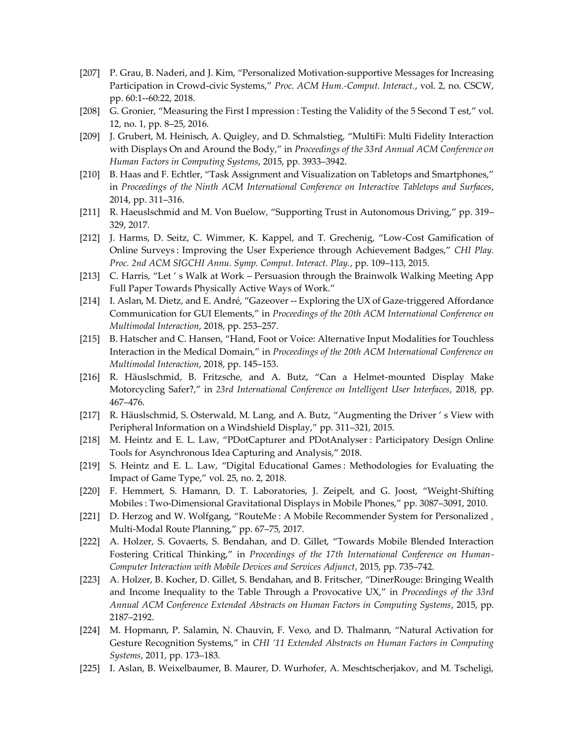[207] P. Grau, B. Naderi, and J. Kim, "Personalized Motivation-supportive Messages for Increasing Participation in Crowd-civic Systems," *Proc. ACM Hum.-Comput. Interact.*, vol. 2, no. CSCW, pp. 60:1--60:22, 2018.

[208] G. Gronier, "Measuring the First I mpression : Testing the Validity of the 5 Second T est," vol. 12, no. 1, pp. 8–25, 2016.

[209] J. Grubert, M. Heinisch, A. Quigley, and D. Schmalstieg, "MultiFi: Multi Fidelity Interaction with Displays On and Around the Body," in *Proceedings of the 33rd Annual ACM Conference on Human Factors in Computing Systems*, 2015, pp. 3933–3942.

[210] B. Haas and F. Echtler, "Task Assignment and Visualization on Tabletops and Smartphones," in *Proceedings of the Ninth ACM International Conference on Interactive Tabletops and Surfaces*, 2014, pp. 311–316.

[211] R. Haeuslschmid and M. Von Buelow, "Supporting Trust in Autonomous Driving," pp. 319–329, 2017.

[212] J. Harms, D. Seitz, C. Wimmer, K. Kappel, and T. Grechenig, "Low-Cost Gamification of Online Surveys : Improving the User Experience through Achievement Badges," *CHI Play. Proc. 2nd ACM SIGCHI Annu. Symp. Comput. Interact. Play.*, pp. 109–113, 2015.

[213] C. Harris, "Let ' s Walk at Work – Persuasion through the Brainwolk Walking Meeting App Full Paper Towards Physically Active Ways of Work."

[214] I. Aslan, M. Dietz, and E. André, "Gazeover -- Exploring the UX of Gaze-triggered Affordance Communication for GUI Elements," in *Proceedings of the 20th ACM International Conference on Multimodal Interaction*, 2018, pp. 253–257.

[215] B. Hatscher and C. Hansen, "Hand, Foot or Voice: Alternative Input Modalities for Touchless Interaction in the Medical Domain," in *Proceedings of the 20th ACM International Conference on Multimodal Interaction*, 2018, pp. 145–153.

[216] R. Häuslschmid, B. Fritzsche, and A. Butz, "Can a Helmet-mounted Display Make Motorcycling Safer?," in *23rd International Conference on Intelligent User Interfaces*, 2018, pp. 467–476.

[217] R. Häuslschmid, S. Osterwald, M. Lang, and A. Butz, "Augmenting the Driver ' s View with Peripheral Information on a Windshield Display," pp. 311–321, 2015.

[218] M. Heintz and E. L. Law, "PDotCapturer and PDotAnalyser : Participatory Design Online Tools for Asynchronous Idea Capturing and Analysis," 2018.

[219] S. Heintz and E. L. Law, "Digital Educational Games : Methodologies for Evaluating the Impact of Game Type," vol. 25, no. 2, 2018.

[220] F. Hemmert, S. Hamann, D. T. Laboratories, J. Zeipelt, and G. Joost, "Weight-Shifting Mobiles : Two-Dimensional Gravitational Displays in Mobile Phones," pp. 3087–3091, 2010.

[221] D. Herzog and W. Wolfgang, "RouteMe : A Mobile Recommender System for Personalized , Multi-Modal Route Planning," pp. 67–75, 2017.

[222] A. Holzer, S. Govaerts, S. Bendahan, and D. Gillet, "Towards Mobile Blended Interaction Fostering Critical Thinking," in *Proceedings of the 17th International Conference on Human-Computer Interaction with Mobile Devices and Services Adjunct*, 2015, pp. 735–742.

[223] A. Holzer, B. Kocher, D. Gillet, S. Bendahan, and B. Fritscher, "DinerRouge: Bringing Wealth and Income Inequality to the Table Through a Provocative UX," in *Proceedings of the 33rd Annual ACM Conference Extended Abstracts on Human Factors in Computing Systems*, 2015, pp. 2187–2192.

[224] M. Hopmann, P. Salamin, N. Chauvin, F. Vexo, and D. Thalmann, "Natural Activation for Gesture Recognition Systems," in *CHI '11 Extended Abstracts on Human Factors in Computing Systems*, 2011, pp. 173–183.

[225] I. Aslan, B. Weixelbaumer, B. Maurer, D. Wurhofer, A. Meschtscherjakov, and M. Tscheligi,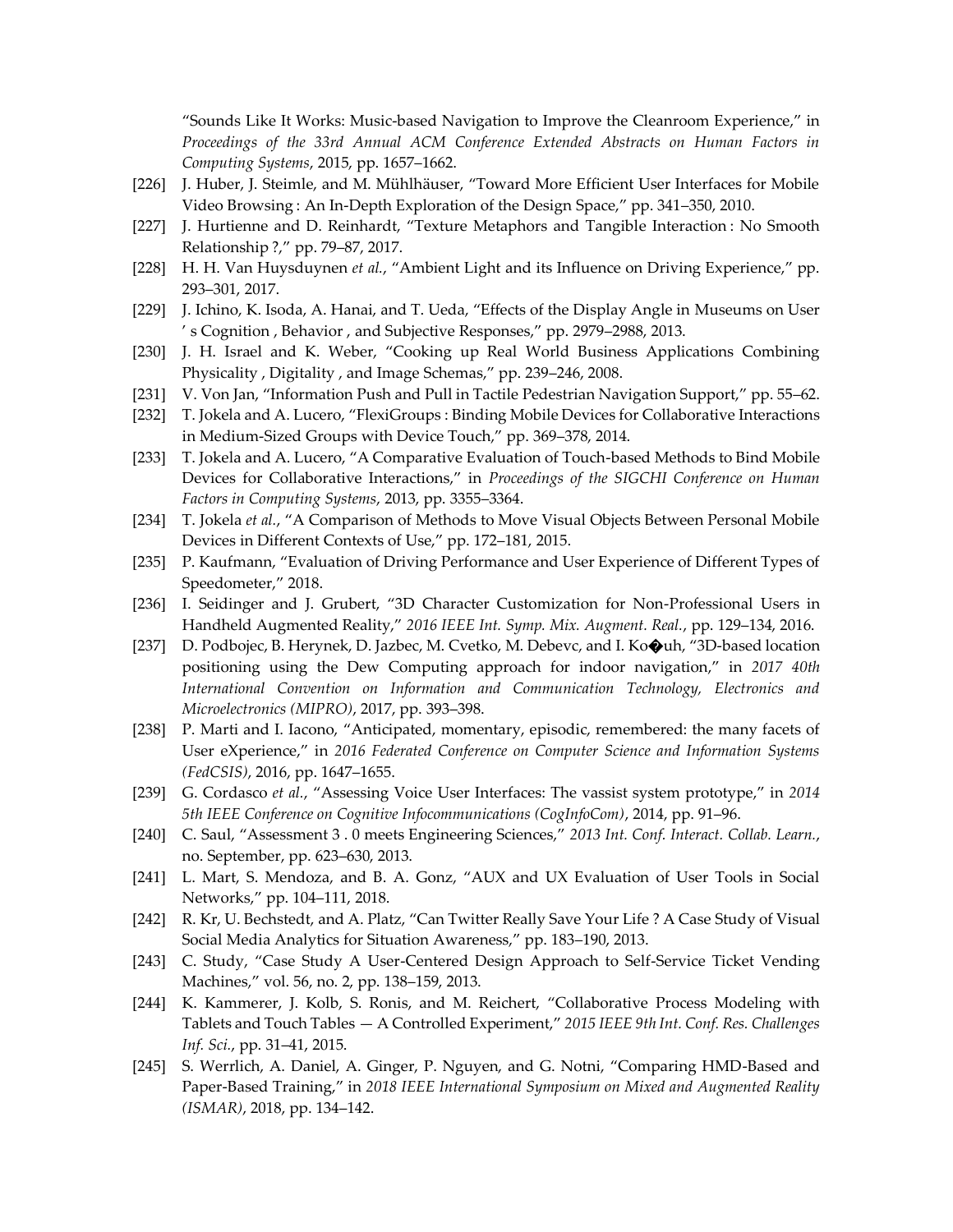"Sounds Like It Works: Music-based Navigation to Improve the Cleanroom Experience," in *Proceedings of the 33rd Annual ACM Conference Extended Abstracts on Human Factors in Computing Systems*, 2015, pp. 1657–1662.

[226] J. Huber, J. Steimle, and M. Mühlhäuser, "Toward More Efficient User Interfaces for Mobile Video Browsing : An In-Depth Exploration of the Design Space," pp. 341–350, 2010.

[227] J. Hurtienne and D. Reinhardt, "Texture Metaphors and Tangible Interaction : No Smooth Relationship ?," pp. 79–87, 2017.

[228] H. H. Van Huysduynen *et al.*, "Ambient Light and its Influence on Driving Experience," pp. 293–301, 2017.

[229] J. Ichino, K. Isoda, A. Hanai, and T. Ueda, "Effects of the Display Angle in Museums on User ' s Cognition , Behavior , and Subjective Responses," pp. 2979–2988, 2013.

[230] J. H. Israel and K. Weber, "Cooking up Real World Business Applications Combining Physicality , Digitality , and Image Schemas," pp. 239–246, 2008.

[231] V. Von Jan, "Information Push and Pull in Tactile Pedestrian Navigation Support," pp. 55–62.

[232] T. Jokela and A. Lucero, "FlexiGroups : Binding Mobile Devices for Collaborative Interactions in Medium-Sized Groups with Device Touch," pp. 369–378, 2014.

[233] T. Jokela and A. Lucero, "A Comparative Evaluation of Touch-based Methods to Bind Mobile Devices for Collaborative Interactions," in *Proceedings of the SIGCHI Conference on Human Factors in Computing Systems*, 2013, pp. 3355–3364.

[234] T. Jokela *et al.*, "A Comparison of Methods to Move Visual Objects Between Personal Mobile Devices in Different Contexts of Use," pp. 172–181, 2015.

[235] P. Kaufmann, "Evaluation of Driving Performance and User Experience of Different Types of Speedometer," 2018.

[236] I. Seidinger and J. Grubert, "3D Character Customization for Non-Professional Users in Handheld Augmented Reality," *2016 IEEE Int. Symp. Mix. Augment. Real.*, pp. 129–134, 2016.

[237] D. Podbojec, B. Herynek, D. Jazbec, M. Cvetko, M. Debevc, and I. Ko�uh, "3D-based location positioning using the Dew Computing approach for indoor navigation," in *2017 40th International Convention on Information and Communication Technology, Electronics and Microelectronics (MIPRO)*, 2017, pp. 393–398.

[238] P. Marti and I. Iacono, "Anticipated, momentary, episodic, remembered: the many facets of User eXperience," in *2016 Federated Conference on Computer Science and Information Systems (FedCSIS)*, 2016, pp. 1647–1655.

[239] G. Cordasco *et al.*, "Assessing Voice User Interfaces: The vassist system prototype," in *2014 5th IEEE Conference on Cognitive Infocommunications (CogInfoCom)*, 2014, pp. 91–96.

[240] C. Saul, "Assessment 3 . 0 meets Engineering Sciences," *2013 Int. Conf. Interact. Collab. Learn.*, no. September, pp. 623–630, 2013.

[241] L. Mart, S. Mendoza, and B. A. Gonz, "AUX and UX Evaluation of User Tools in Social Networks," pp. 104–111, 2018.

[242] R. Kr, U. Bechstedt, and A. Platz, "Can Twitter Really Save Your Life ? A Case Study of Visual Social Media Analytics for Situation Awareness," pp. 183–190, 2013.

[243] C. Study, "Case Study A User-Centered Design Approach to Self-Service Ticket Vending Machines," vol. 56, no. 2, pp. 138–159, 2013.

[244] K. Kammerer, J. Kolb, S. Ronis, and M. Reichert, "Collaborative Process Modeling with Tablets and Touch Tables — A Controlled Experiment," *2015 IEEE 9th Int. Conf. Res. Challenges Inf. Sci.*, pp. 31–41, 2015.

[245] S. Werrlich, A. Daniel, A. Ginger, P. Nguyen, and G. Notni, "Comparing HMD-Based and Paper-Based Training," in *2018 IEEE International Symposium on Mixed and Augmented Reality (ISMAR)*, 2018, pp. 134–142.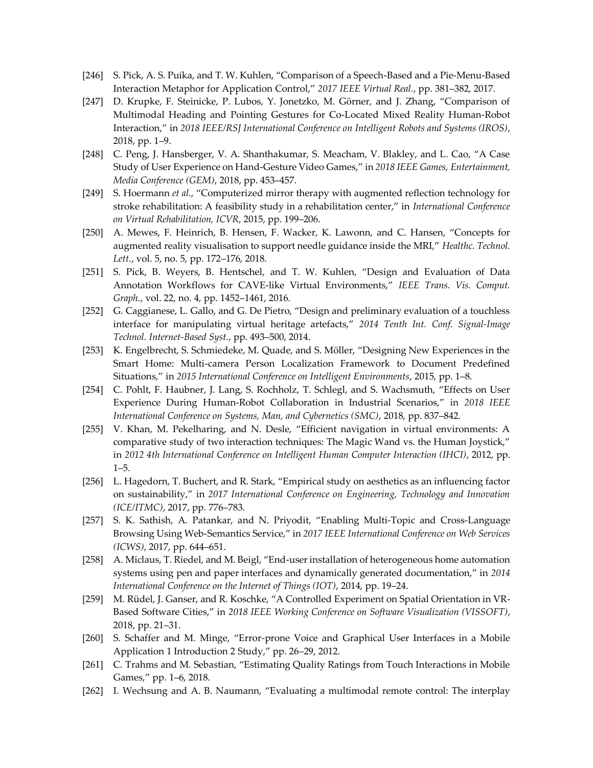[246] S. Pick, A. S. Puika, and T. W. Kuhlen, "Comparison of a Speech-Based and a Pie-Menu-Based Interaction Metaphor for Application Control," *2017 IEEE Virtual Real.*, pp. 381–382, 2017.

[247] D. Krupke, F. Steinicke, P. Lubos, Y. Jonetzko, M. Görner, and J. Zhang, "Comparison of Multimodal Heading and Pointing Gestures for Co-Located Mixed Reality Human-Robot Interaction," in *2018 IEEE/RSJ International Conference on Intelligent Robots and Systems (IROS)*, 2018, pp. 1–9.

[248] C. Peng, J. Hansberger, V. A. Shanthakumar, S. Meacham, V. Blakley, and L. Cao, "A Case Study of User Experience on Hand-Gesture Video Games," in *2018 IEEE Games, Entertainment, Media Conference (GEM)*, 2018, pp. 453–457.

[249] S. Hoermann *et al.*, "Computerized mirror therapy with augmented reflection technology for stroke rehabilitation: A feasibility study in a rehabilitation center," in *International Conference on Virtual Rehabilitation, ICVR*, 2015, pp. 199–206.

[250] A. Mewes, F. Heinrich, B. Hensen, F. Wacker, K. Lawonn, and C. Hansen, "Concepts for augmented reality visualisation to support needle guidance inside the MRI," *Healthc. Technol. Lett.*, vol. 5, no. 5, pp. 172–176, 2018.

[251] S. Pick, B. Weyers, B. Hentschel, and T. W. Kuhlen, "Design and Evaluation of Data Annotation Workflows for CAVE-like Virtual Environments," *IEEE Trans. Vis. Comput. Graph.*, vol. 22, no. 4, pp. 1452–1461, 2016.

[252] G. Caggianese, L. Gallo, and G. De Pietro, "Design and preliminary evaluation of a touchless interface for manipulating virtual heritage artefacts," *2014 Tenth Int. Conf. Signal-Image Technol. Internet-Based Syst.*, pp. 493–500, 2014.

[253] K. Engelbrecht, S. Schmiedeke, M. Quade, and S. Möller, "Designing New Experiences in the Smart Home: Multi-camera Person Localization Framework to Document Predefined Situations," in *2015 International Conference on Intelligent Environments*, 2015, pp. 1–8.

[254] C. Pohlt, F. Haubner, J. Lang, S. Rochholz, T. Schlegl, and S. Wachsmuth, "Effects on User Experience During Human-Robot Collaboration in Industrial Scenarios," in *2018 IEEE International Conference on Systems, Man, and Cybernetics (SMC)*, 2018, pp. 837–842.

[255] V. Khan, M. Pekelharing, and N. Desle, "Efficient navigation in virtual environments: A comparative study of two interaction techniques: The Magic Wand vs. the Human Joystick," in *2012 4th International Conference on Intelligent Human Computer Interaction (IHCI)*, 2012, pp. 1–5.

[256] L. Hagedorn, T. Buchert, and R. Stark, "Empirical study on aesthetics as an influencing factor on sustainability," in *2017 International Conference on Engineering, Technology and Innovation (ICE/ITMC)*, 2017, pp. 776–783.

[257] S. K. Sathish, A. Patankar, and N. Priyodit, "Enabling Multi-Topic and Cross-Language Browsing Using Web-Semantics Service," in *2017 IEEE International Conference on Web Services (ICWS)*, 2017, pp. 644–651.

[258] A. Miclaus, T. Riedel, and M. Beigl, "End-user installation of heterogeneous home automation systems using pen and paper interfaces and dynamically generated documentation," in *2014 International Conference on the Internet of Things (IOT)*, 2014, pp. 19–24.

[259] M. Rüdel, J. Ganser, and R. Koschke, "A Controlled Experiment on Spatial Orientation in VR-Based Software Cities," in *2018 IEEE Working Conference on Software Visualization (VISSOFT)*, 2018, pp. 21–31.

[260] S. Schaffer and M. Minge, "Error-prone Voice and Graphical User Interfaces in a Mobile Application 1 Introduction 2 Study," pp. 26–29, 2012.

[261] C. Trahms and M. Sebastian, "Estimating Quality Ratings from Touch Interactions in Mobile Games," pp. 1–6, 2018.

[262] I. Wechsung and A. B. Naumann, "Evaluating a multimodal remote control: The interplay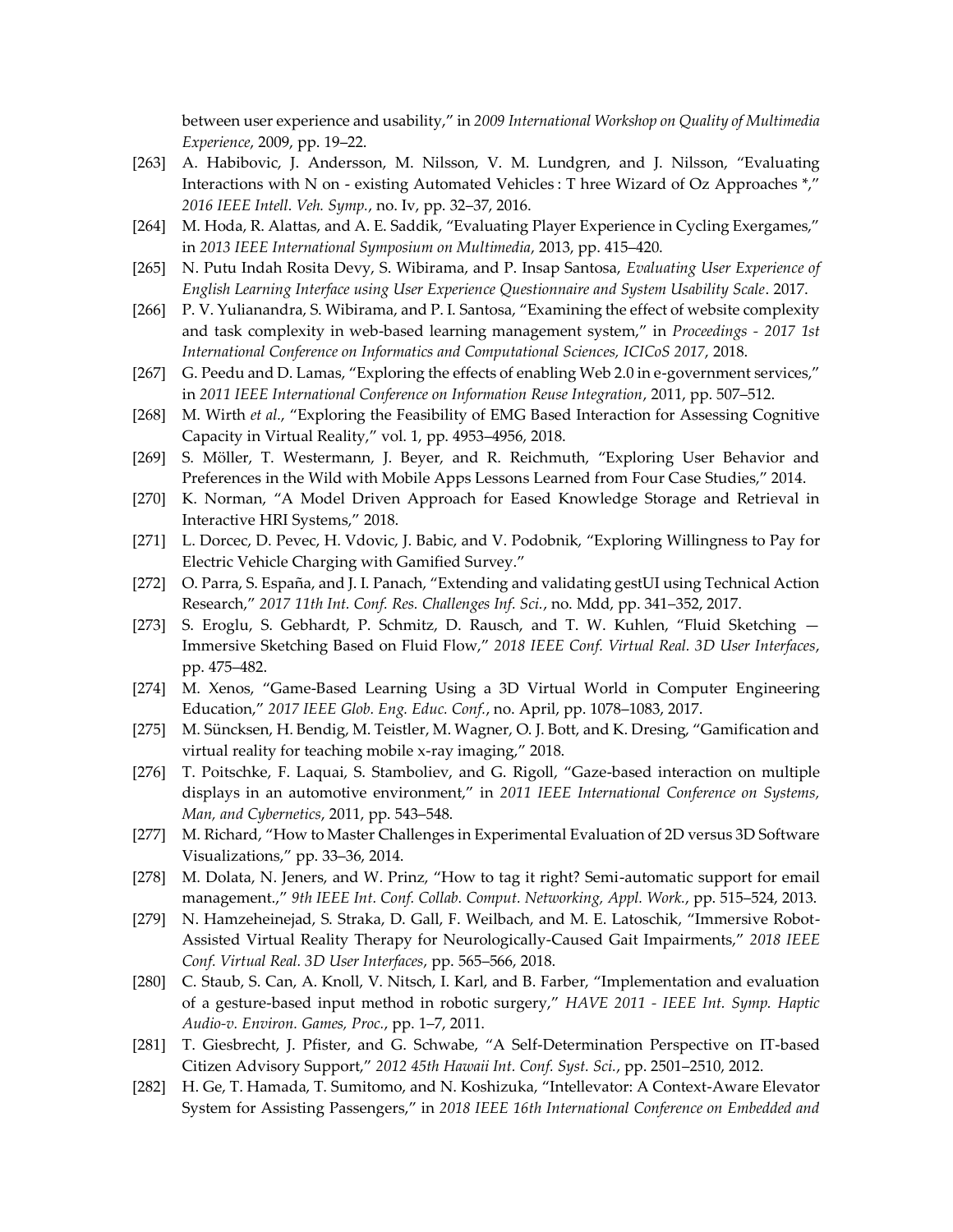between user experience and usability," in *2009 International Workshop on Quality of Multimedia Experience*, 2009, pp. 19–22.

[263] A. Habibovic, J. Andersson, M. Nilsson, V. M. Lundgren, and J. Nilsson, "Evaluating Interactions with N on - existing Automated Vehicles : T hree Wizard of Oz Approaches *," *2016 IEEE Intell. Veh. Symp.*, no. Iv, pp. 32–37, 2016.

[264] M. Hoda, R. Alattas, and A. E. Saddik, "Evaluating Player Experience in Cycling Exergames," in *2013 IEEE International Symposium on Multimedia*, 2013, pp. 415–420.

[265] N. Putu Indah Rosita Devy, S. Wibirama, and P. Insap Santosa, *Evaluating User Experience of English Learning Interface using User Experience Questionnaire and System Usability Scale*. 2017.

[266] P. V. Yulianandra, S. Wibirama, and P. I. Santosa, "Examining the effect of website complexity and task complexity in web-based learning management system," in *Proceedings - 2017 1st International Conference on Informatics and Computational Sciences, ICICoS 2017*, 2018.

[267] G. Peedu and D. Lamas, "Exploring the effects of enabling Web 2.0 in e-government services," in *2011 IEEE International Conference on Information Reuse Integration*, 2011, pp. 507–512.

[268] M. Wirth *et al.*, "Exploring the Feasibility of EMG Based Interaction for Assessing Cognitive Capacity in Virtual Reality," vol. 1, pp. 4953–4956, 2018.

[269] S. Möller, T. Westermann, J. Beyer, and R. Reichmuth, "Exploring User Behavior and Preferences in the Wild with Mobile Apps Lessons Learned from Four Case Studies," 2014.

[270] K. Norman, "A Model Driven Approach for Eased Knowledge Storage and Retrieval in Interactive HRI Systems," 2018.

[271] L. Dorcec, D. Pevec, H. Vdovic, J. Babic, and V. Podobnik, "Exploring Willingness to Pay for Electric Vehicle Charging with Gamified Survey."

[272] O. Parra, S. España, and J. I. Panach, "Extending and validating gestUI using Technical Action Research," *2017 11th Int. Conf. Res. Challenges Inf. Sci.*, no. Mdd, pp. 341–352, 2017.

[273] S. Eroglu, S. Gebhardt, P. Schmitz, D. Rausch, and T. W. Kuhlen, "Fluid Sketching — Immersive Sketching Based on Fluid Flow," *2018 IEEE Conf. Virtual Real. 3D User Interfaces*, pp. 475–482.

[274] M. Xenos, "Game-Based Learning Using a 3D Virtual World in Computer Engineering Education," *2017 IEEE Glob. Eng. Educ. Conf.*, no. April, pp. 1078–1083, 2017.

[275] M. Süncksen, H. Bendig, M. Teistler, M. Wagner, O. J. Bott, and K. Dresing, "Gamification and virtual reality for teaching mobile x-ray imaging," 2018.

[276] T. Poitschke, F. Laquai, S. Stamboliev, and G. Rigoll, "Gaze-based interaction on multiple displays in an automotive environment," in *2011 IEEE International Conference on Systems, Man, and Cybernetics*, 2011, pp. 543–548.

[277] M. Richard, "How to Master Challenges in Experimental Evaluation of 2D versus 3D Software Visualizations," pp. 33–36, 2014.

[278] M. Dolata, N. Jeners, and W. Prinz, "How to tag it right? Semi-automatic support for email management.," *9th IEEE Int. Conf. Collab. Comput. Networking, Appl. Work.*, pp. 515–524, 2013.

[279] N. Hamzeheinejad, S. Straka, D. Gall, F. Weilbach, and M. E. Latoschik, "Immersive Robot-Assisted Virtual Reality Therapy for Neurologically-Caused Gait Impairments," *2018 IEEE Conf. Virtual Real. 3D User Interfaces*, pp. 565–566, 2018.

[280] C. Staub, S. Can, A. Knoll, V. Nitsch, I. Karl, and B. Farber, "Implementation and evaluation of a gesture-based input method in robotic surgery," *HAVE 2011 - IEEE Int. Symp. Haptic Audio-v. Environ. Games, Proc.*, pp. 1–7, 2011.

[281] T. Giesbrecht, J. Pfister, and G. Schwabe, "A Self-Determination Perspective on IT-based Citizen Advisory Support," *2012 45th Hawaii Int. Conf. Syst. Sci.*, pp. 2501–2510, 2012.

[282] H. Ge, T. Hamada, T. Sumitomo, and N. Koshizuka, "Intellevator: A Context-Aware Elevator System for Assisting Passengers," in *2018 IEEE 16th International Conference on Embedded and*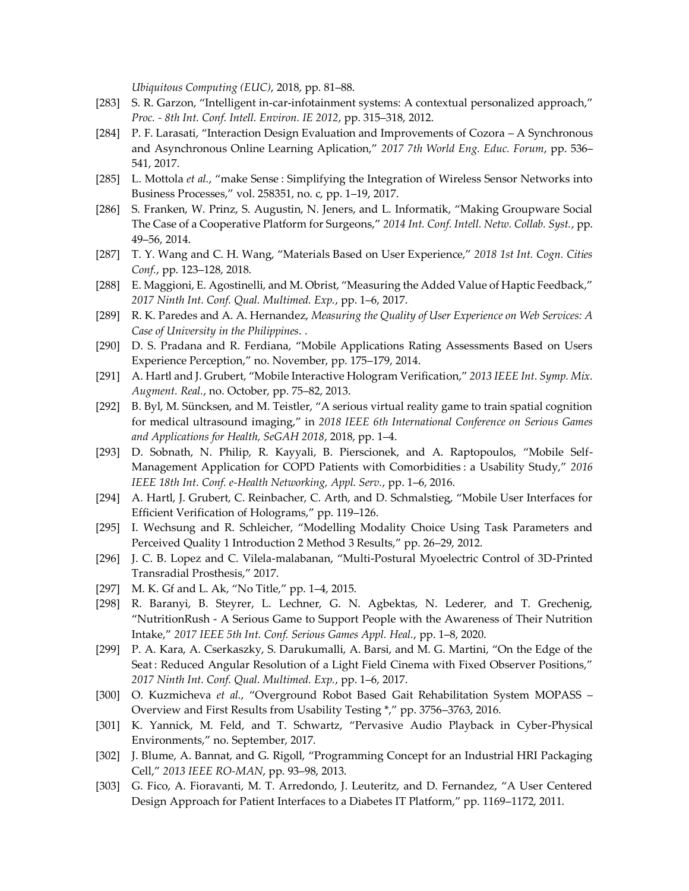*Ubiquitous Computing (EUC)*, 2018, pp. 81–88.

[283] S. R. Garzon, "Intelligent in-car-infotainment systems: A contextual personalized approach," *Proc. - 8th Int. Conf. Intell. Environ. IE 2012*, pp. 315–318, 2012.

[284] P. F. Larasati, "Interaction Design Evaluation and Improvements of Cozora – A Synchronous and Asynchronous Online Learning Aplication," *2017 7th World Eng. Educ. Forum*, pp. 536–541, 2017.

[285] L. Mottola *et al.*, "make Sense : Simplifying the Integration of Wireless Sensor Networks into Business Processes," vol. 258351, no. c, pp. 1–19, 2017.

[286] S. Franken, W. Prinz, S. Augustin, N. Jeners, and L. Informatik, "Making Groupware Social The Case of a Cooperative Platform for Surgeons," *2014 Int. Conf. Intell. Netw. Collab. Syst.*, pp. 49–56, 2014.

[287] T. Y. Wang and C. H. Wang, "Materials Based on User Experience," *2018 1st Int. Cogn. Cities Conf.*, pp. 123–128, 2018.

[288] E. Maggioni, E. Agostinelli, and M. Obrist, "Measuring the Added Value of Haptic Feedback," *2017 Ninth Int. Conf. Qual. Multimed. Exp.*, pp. 1–6, 2017.

[289] R. K. Paredes and A. A. Hernandez, *Measuring the Quality of User Experience on Web Services: A Case of University in the Philippines*. .

[290] D. S. Pradana and R. Ferdiana, "Mobile Applications Rating Assessments Based on Users Experience Perception," no. November, pp. 175–179, 2014.

[291] A. Hartl and J. Grubert, "Mobile Interactive Hologram Verification," *2013 IEEE Int. Symp. Mix. Augment. Real.*, no. October, pp. 75–82, 2013.

[292] B. Byl, M. Süncksen, and M. Teistler, "A serious virtual reality game to train spatial cognition for medical ultrasound imaging," in *2018 IEEE 6th International Conference on Serious Games and Applications for Health, SeGAH 2018*, 2018, pp. 1–4.

[293] D. Sobnath, N. Philip, R. Kayyali, B. Pierscionek, and A. Raptopoulos, "Mobile Self-Management Application for COPD Patients with Comorbidities : a Usability Study," *2016 IEEE 18th Int. Conf. e-Health Networking, Appl. Serv.*, pp. 1–6, 2016.

[294] A. Hartl, J. Grubert, C. Reinbacher, C. Arth, and D. Schmalstieg, "Mobile User Interfaces for Efficient Verification of Holograms," pp. 119–126.

[295] I. Wechsung and R. Schleicher, "Modelling Modality Choice Using Task Parameters and Perceived Quality 1 Introduction 2 Method 3 Results," pp. 26–29, 2012.

[296] J. C. B. Lopez and C. Vilela-malabanan, "Multi-Postural Myoelectric Control of 3D-Printed Transradial Prosthesis," 2017.

[297] M. K. Gf and L. Ak, "No Title," pp. 1–4, 2015.

[298] R. Baranyi, B. Steyrer, L. Lechner, G. N. Agbektas, N. Lederer, and T. Grechenig, "NutritionRush - A Serious Game to Support People with the Awareness of Their Nutrition Intake," *2017 IEEE 5th Int. Conf. Serious Games Appl. Heal.*, pp. 1–8, 2020.

[299] P. A. Kara, A. Cserkaszky, S. Darukumalli, A. Barsi, and M. G. Martini, "On the Edge of the Seat : Reduced Angular Resolution of a Light Field Cinema with Fixed Observer Positions," *2017 Ninth Int. Conf. Qual. Multimed. Exp.*, pp. 1–6, 2017.

[300] O. Kuzmicheva *et al.*, "Overground Robot Based Gait Rehabilitation System MOPASS – Overview and First Results from Usability Testing *," pp. 3756–3763, 2016.

[301] K. Yannick, M. Feld, and T. Schwartz, "Pervasive Audio Playback in Cyber-Physical Environments," no. September, 2017.

[302] J. Blume, A. Bannat, and G. Rigoll, "Programming Concept for an Industrial HRI Packaging Cell," *2013 IEEE RO-MAN*, pp. 93–98, 2013.

[303] G. Fico, A. Fioravanti, M. T. Arredondo, J. Leuteritz, and D. Fernandez, "A User Centered Design Approach for Patient Interfaces to a Diabetes IT Platform," pp. 1169–1172, 2011.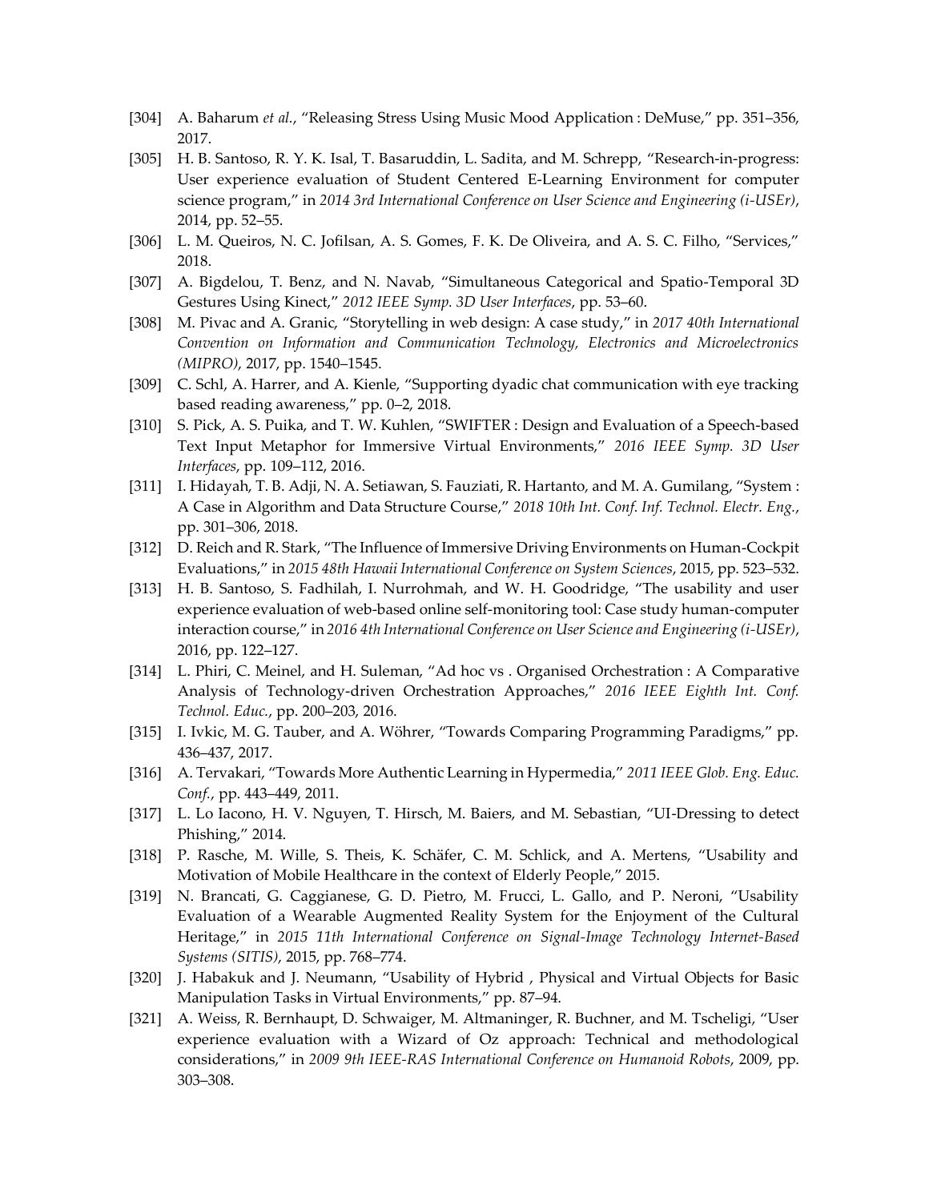[304] A. Baharum *et al.*, "Releasing Stress Using Music Mood Application : DeMuse," pp. 351–356, 2017.

[305] H. B. Santoso, R. Y. K. Isal, T. Basaruddin, L. Sadita, and M. Schrepp, "Research-in-progress: User experience evaluation of Student Centered E-Learning Environment for computer science program," in *2014 3rd International Conference on User Science and Engineering (i-USEr)*, 2014, pp. 52–55.

[306] L. M. Queiros, N. C. Jofilsan, A. S. Gomes, F. K. De Oliveira, and A. S. C. Filho, "Services," 2018.

[307] A. Bigdelou, T. Benz, and N. Navab, "Simultaneous Categorical and Spatio-Temporal 3D Gestures Using Kinect," *2012 IEEE Symp. 3D User Interfaces*, pp. 53–60.

[308] M. Pivac and A. Granic, "Storytelling in web design: A case study," in *2017 40th International Convention on Information and Communication Technology, Electronics and Microelectronics (MIPRO)*, 2017, pp. 1540–1545.

[309] C. Schl, A. Harrer, and A. Kienle, "Supporting dyadic chat communication with eye tracking based reading awareness," pp. 0–2, 2018.

[310] S. Pick, A. S. Puika, and T. W. Kuhlen, "SWIFTER : Design and Evaluation of a Speech-based Text Input Metaphor for Immersive Virtual Environments," *2016 IEEE Symp. 3D User Interfaces*, pp. 109–112, 2016.

[311] I. Hidayah, T. B. Adji, N. A. Setiawan, S. Fauziati, R. Hartanto, and M. A. Gumilang, "System : A Case in Algorithm and Data Structure Course," *2018 10th Int. Conf. Inf. Technol. Electr. Eng.*, pp. 301–306, 2018.

[312] D. Reich and R. Stark, "The Influence of Immersive Driving Environments on Human-Cockpit Evaluations," in *2015 48th Hawaii International Conference on System Sciences*, 2015, pp. 523–532.

[313] H. B. Santoso, S. Fadhilah, I. Nurrohmah, and W. H. Goodridge, "The usability and user experience evaluation of web-based online self-monitoring tool: Case study human-computer interaction course," in *2016 4th International Conference on User Science and Engineering (i-USEr)*, 2016, pp. 122–127.

[314] L. Phiri, C. Meinel, and H. Suleman, "Ad hoc vs . Organised Orchestration : A Comparative Analysis of Technology-driven Orchestration Approaches," *2016 IEEE Eighth Int. Conf. Technol. Educ.*, pp. 200–203, 2016.

[315] I. Ivkic, M. G. Tauber, and A. Wöhrer, "Towards Comparing Programming Paradigms," pp. 436–437, 2017.

[316] A. Tervakari, "Towards More Authentic Learning in Hypermedia," *2011 IEEE Glob. Eng. Educ. Conf.*, pp. 443–449, 2011.

[317] L. Lo Iacono, H. V. Nguyen, T. Hirsch, M. Baiers, and M. Sebastian, "UI-Dressing to detect Phishing," 2014.

[318] P. Rasche, M. Wille, S. Theis, K. Schäfer, C. M. Schlick, and A. Mertens, "Usability and Motivation of Mobile Healthcare in the context of Elderly People," 2015.

[319] N. Brancati, G. Caggianese, G. D. Pietro, M. Frucci, L. Gallo, and P. Neroni, "Usability Evaluation of a Wearable Augmented Reality System for the Enjoyment of the Cultural Heritage," in *2015 11th International Conference on Signal-Image Technology Internet-Based Systems (SITIS)*, 2015, pp. 768–774.

[320] J. Habakuk and J. Neumann, "Usability of Hybrid , Physical and Virtual Objects for Basic Manipulation Tasks in Virtual Environments," pp. 87–94.

[321] A. Weiss, R. Bernhaupt, D. Schwaiger, M. Altmaninger, R. Buchner, and M. Tscheligi, "User experience evaluation with a Wizard of Oz approach: Technical and methodological considerations," in *2009 9th IEEE-RAS International Conference on Humanoid Robots*, 2009, pp. 303–308.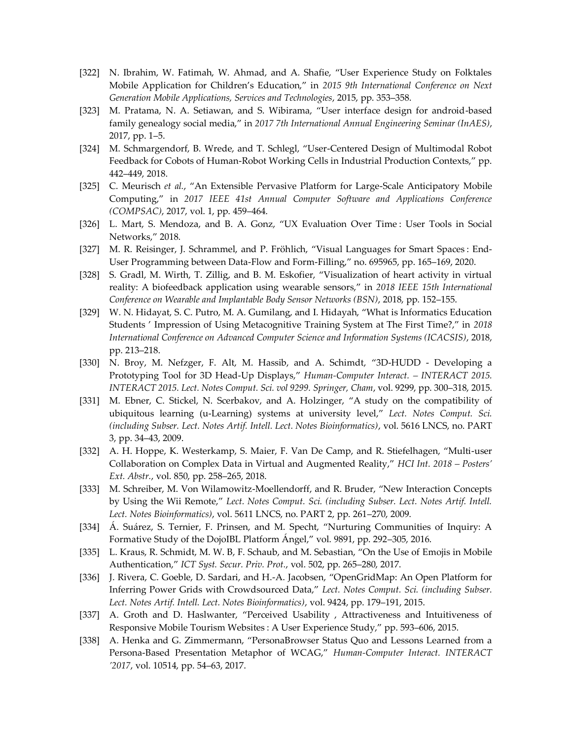[322] N. Ibrahim, W. Fatimah, W. Ahmad, and A. Shafie, "User Experience Study on Folktales Mobile Application for Children's Education," in *2015 9th International Conference on Next Generation Mobile Applications, Services and Technologies*, 2015, pp. 353–358.

[323] M. Pratama, N. A. Setiawan, and S. Wibirama, "User interface design for android-based family genealogy social media," in *2017 7th International Annual Engineering Seminar (InAES)*, 2017, pp. 1–5.

[324] M. Schmargendorf, B. Wrede, and T. Schlegl, "User-Centered Design of Multimodal Robot Feedback for Cobots of Human-Robot Working Cells in Industrial Production Contexts," pp. 442–449, 2018.

[325] C. Meurisch *et al.*, "An Extensible Pervasive Platform for Large-Scale Anticipatory Mobile Computing," in *2017 IEEE 41st Annual Computer Software and Applications Conference (COMPSAC)*, 2017, vol. 1, pp. 459–464.

[326] L. Mart, S. Mendoza, and B. A. Gonz, "UX Evaluation Over Time : User Tools in Social Networks," 2018.

[327] M. R. Reisinger, J. Schrammel, and P. Fröhlich, "Visual Languages for Smart Spaces : End-User Programming between Data-Flow and Form-Filling," no. 695965, pp. 165–169, 2020.

[328] S. Gradl, M. Wirth, T. Zillig, and B. M. Eskofier, "Visualization of heart activity in virtual reality: A biofeedback application using wearable sensors," in *2018 IEEE 15th International Conference on Wearable and Implantable Body Sensor Networks (BSN)*, 2018, pp. 152–155.

[329] W. N. Hidayat, S. C. Putro, M. A. Gumilang, and I. Hidayah, "What is Informatics Education Students ' Impression of Using Metacognitive Training System at The First Time?," in *2018 International Conference on Advanced Computer Science and Information Systems (ICACSIS)*, 2018, pp. 213–218.

[330] N. Broy, M. Nefzger, F. Alt, M. Hassib, and A. Schimdt, "3D-HUDD - Developing a Prototyping Tool for 3D Head-Up Displays," *Human-Computer Interact. – INTERACT 2015. INTERACT 2015. Lect. Notes Comput. Sci. vol 9299. Springer, Cham*, vol. 9299, pp. 300–318, 2015.

[331] M. Ebner, C. Stickel, N. Scerbakov, and A. Holzinger, "A study on the compatibility of ubiquitous learning (u-Learning) systems at university level," *Lect. Notes Comput. Sci. (including Subser. Lect. Notes Artif. Intell. Lect. Notes Bioinformatics)*, vol. 5616 LNCS, no. PART 3, pp. 34–43, 2009.

[332] A. H. Hoppe, K. Westerkamp, S. Maier, F. Van De Camp, and R. Stiefelhagen, "Multi-user Collaboration on Complex Data in Virtual and Augmented Reality," *HCI Int. 2018 – Posters' Ext. Abstr.*, vol. 850, pp. 258–265, 2018.

[333] M. Schreiber, M. Von Wilamowitz-Moellendorff, and R. Bruder, "New Interaction Concepts by Using the Wii Remote," *Lect. Notes Comput. Sci. (including Subser. Lect. Notes Artif. Intell. Lect. Notes Bioinformatics)*, vol. 5611 LNCS, no. PART 2, pp. 261–270, 2009.

[334] Á. Suárez, S. Ternier, F. Prinsen, and M. Specht, "Nurturing Communities of Inquiry: A Formative Study of the DojoIBL Platform Ángel," vol. 9891, pp. 292–305, 2016.

[335] L. Kraus, R. Schmidt, M. W. B, F. Schaub, and M. Sebastian, "On the Use of Emojis in Mobile Authentication," *ICT Syst. Secur. Priv. Prot.*, vol. 502, pp. 265–280, 2017.

[336] J. Rivera, C. Goeble, D. Sardari, and H.-A. Jacobsen, "OpenGridMap: An Open Platform for Inferring Power Grids with Crowdsourced Data," *Lect. Notes Comput. Sci. (including Subser. Lect. Notes Artif. Intell. Lect. Notes Bioinformatics)*, vol. 9424, pp. 179–191, 2015.

[337] A. Groth and D. Haslwanter, "Perceived Usability , Attractiveness and Intuitiveness of Responsive Mobile Tourism Websites : A User Experience Study," pp. 593–606, 2015.

[338] A. Henka and G. Zimmermann, "PersonaBrowser Status Quo and Lessons Learned from a Persona-Based Presentation Metaphor of WCAG," *Human-Computer Interact. INTERACT '2017*, vol. 10514, pp. 54–63, 2017.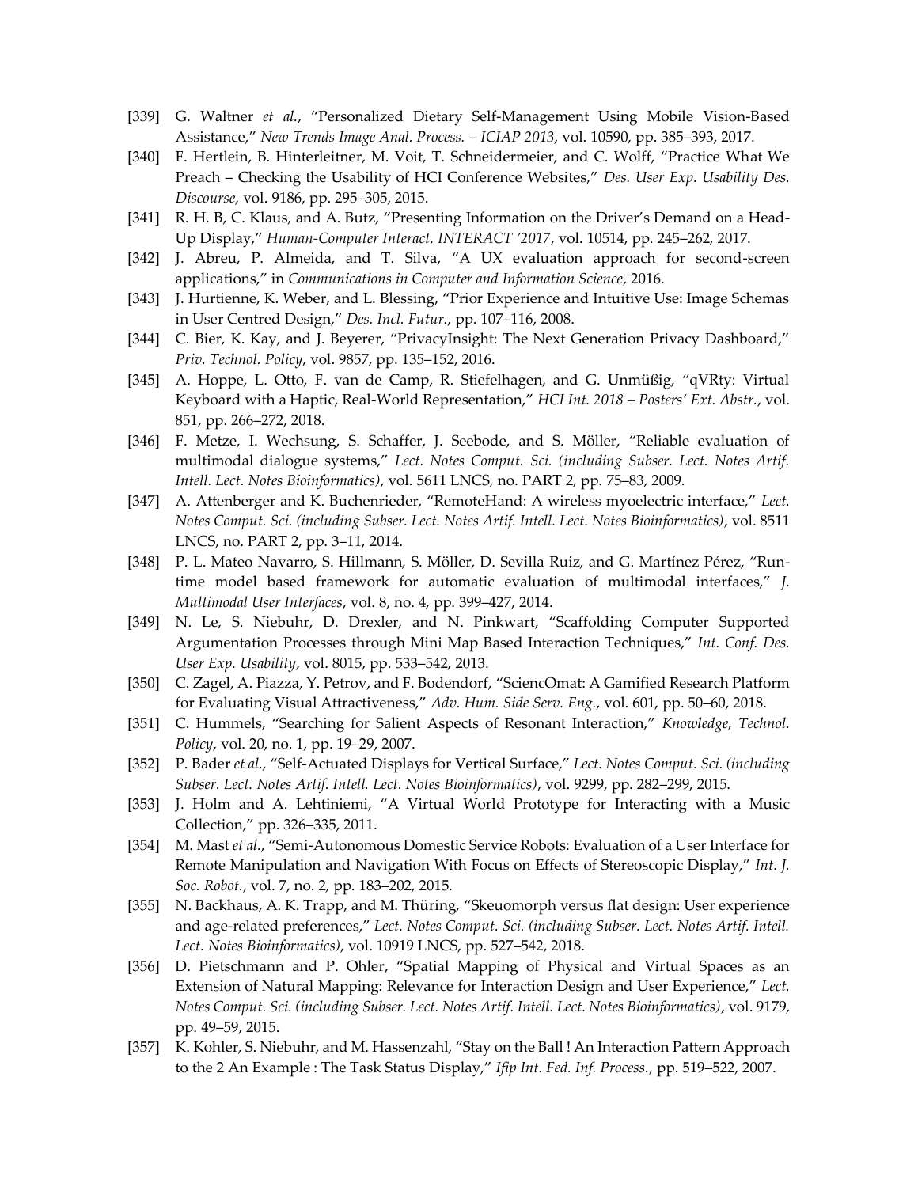[339] G. Waltner *et al.*, "Personalized Dietary Self-Management Using Mobile Vision-Based Assistance," *New Trends Image Anal. Process. – ICIAP 2013*, vol. 10590, pp. 385–393, 2017.

[340] F. Hertlein, B. Hinterleitner, M. Voit, T. Schneidermeier, and C. Wolff, "Practice What We Preach – Checking the Usability of HCI Conference Websites," *Des. User Exp. Usability Des. Discourse*, vol. 9186, pp. 295–305, 2015.

[341] R. H. B, C. Klaus, and A. Butz, "Presenting Information on the Driver's Demand on a Head-Up Display," *Human-Computer Interact. INTERACT '2017*, vol. 10514, pp. 245–262, 2017.

[342] J. Abreu, P. Almeida, and T. Silva, "A UX evaluation approach for second-screen applications," in *Communications in Computer and Information Science*, 2016.

[343] J. Hurtienne, K. Weber, and L. Blessing, "Prior Experience and Intuitive Use: Image Schemas in User Centred Design," *Des. Incl. Futur.*, pp. 107–116, 2008.

[344] C. Bier, K. Kay, and J. Beyerer, "PrivacyInsight: The Next Generation Privacy Dashboard," *Priv. Technol. Policy*, vol. 9857, pp. 135–152, 2016.

[345] A. Hoppe, L. Otto, F. van de Camp, R. Stiefelhagen, and G. Unmüßig, "qVRty: Virtual Keyboard with a Haptic, Real-World Representation," *HCI Int. 2018 – Posters' Ext. Abstr.*, vol. 851, pp. 266–272, 2018.

[346] F. Metze, I. Wechsung, S. Schaffer, J. Seebode, and S. Möller, "Reliable evaluation of multimodal dialogue systems," *Lect. Notes Comput. Sci. (including Subser. Lect. Notes Artif. Intell. Lect. Notes Bioinformatics)*, vol. 5611 LNCS, no. PART 2, pp. 75–83, 2009.

[347] A. Attenberger and K. Buchenrieder, "RemoteHand: A wireless myoelectric interface," *Lect. Notes Comput. Sci. (including Subser. Lect. Notes Artif. Intell. Lect. Notes Bioinformatics)*, vol. 8511 LNCS, no. PART 2, pp. 3–11, 2014.

[348] P. L. Mateo Navarro, S. Hillmann, S. Möller, D. Sevilla Ruiz, and G. Martínez Pérez, "Run-time model based framework for automatic evaluation of multimodal interfaces," *J. Multimodal User Interfaces*, vol. 8, no. 4, pp. 399–427, 2014.

[349] N. Le, S. Niebuhr, D. Drexler, and N. Pinkwart, "Scaffolding Computer Supported Argumentation Processes through Mini Map Based Interaction Techniques," *Int. Conf. Des. User Exp. Usability*, vol. 8015, pp. 533–542, 2013.

[350] C. Zagel, A. Piazza, Y. Petrov, and F. Bodendorf, "SciencOmat: A Gamified Research Platform for Evaluating Visual Attractiveness," *Adv. Hum. Side Serv. Eng.*, vol. 601, pp. 50–60, 2018.

[351] C. Hummels, "Searching for Salient Aspects of Resonant Interaction," *Knowledge, Technol. Policy*, vol. 20, no. 1, pp. 19–29, 2007.

[352] P. Bader *et al.*, "Self-Actuated Displays for Vertical Surface," *Lect. Notes Comput. Sci. (including Subser. Lect. Notes Artif. Intell. Lect. Notes Bioinformatics)*, vol. 9299, pp. 282–299, 2015.

[353] J. Holm and A. Lehtiniemi, "A Virtual World Prototype for Interacting with a Music Collection," pp. 326–335, 2011.

[354] M. Mast *et al.*, "Semi-Autonomous Domestic Service Robots: Evaluation of a User Interface for Remote Manipulation and Navigation With Focus on Effects of Stereoscopic Display," *Int. J. Soc. Robot.*, vol. 7, no. 2, pp. 183–202, 2015.

[355] N. Backhaus, A. K. Trapp, and M. Thüring, "Skeuomorph versus flat design: User experience and age-related preferences," *Lect. Notes Comput. Sci. (including Subser. Lect. Notes Artif. Intell. Lect. Notes Bioinformatics)*, vol. 10919 LNCS, pp. 527–542, 2018.

[356] D. Pietschmann and P. Ohler, "Spatial Mapping of Physical and Virtual Spaces as an Extension of Natural Mapping: Relevance for Interaction Design and User Experience," *Lect. Notes Comput. Sci. (including Subser. Lect. Notes Artif. Intell. Lect. Notes Bioinformatics)*, vol. 9179, pp. 49–59, 2015.

[357] K. Kohler, S. Niebuhr, and M. Hassenzahl, "Stay on the Ball ! An Interaction Pattern Approach to the 2 An Example : The Task Status Display," *Ifip Int. Fed. Inf. Process.*, pp. 519–522, 2007.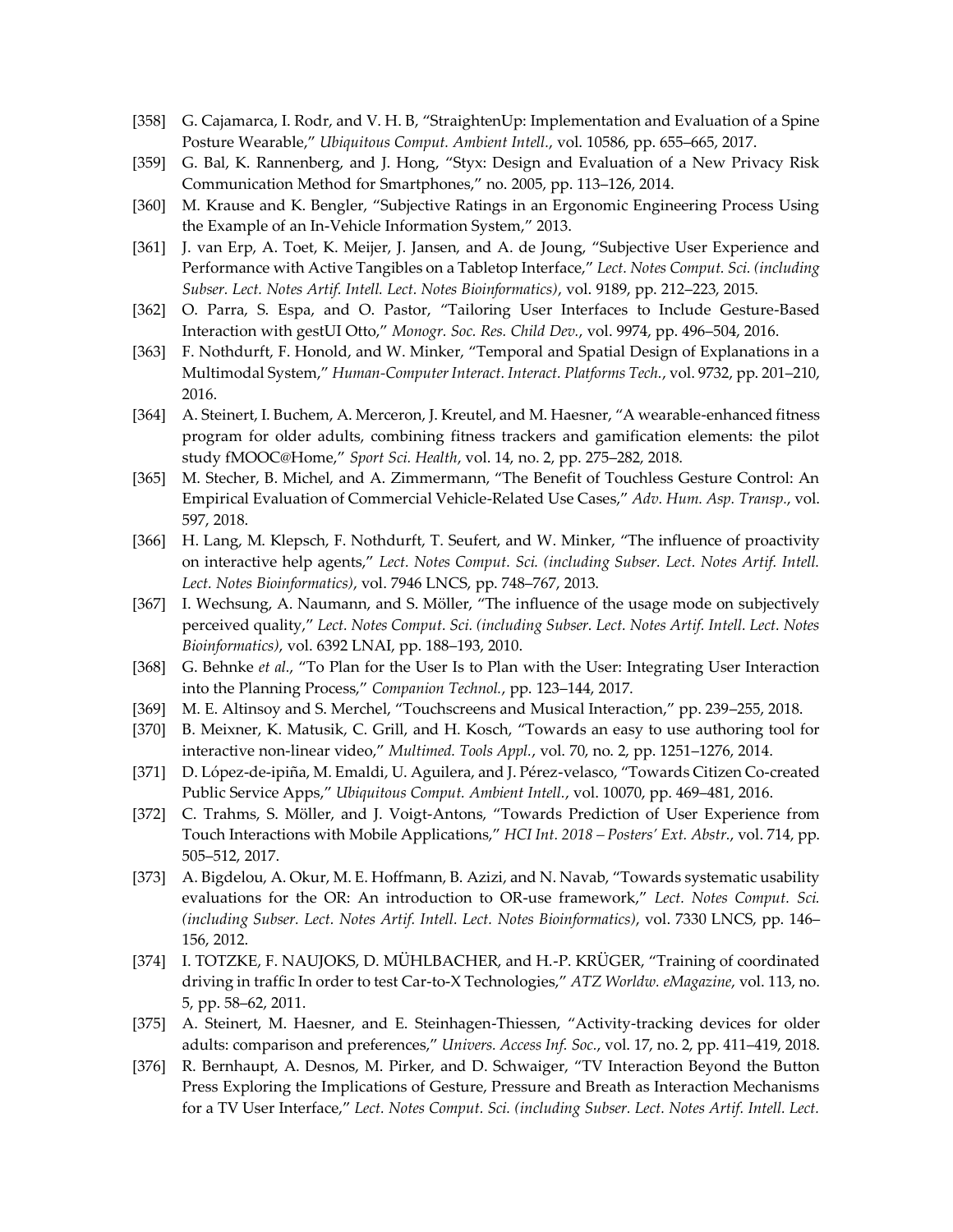[358] G. Cajamarca, I. Rodr, and V. H. B, "StraightenUp: Implementation and Evaluation of a Spine Posture Wearable," *Ubiquitous Comput. Ambient Intell.*, vol. 10586, pp. 655–665, 2017.

[359] G. Bal, K. Rannenberg, and J. Hong, "Styx: Design and Evaluation of a New Privacy Risk Communication Method for Smartphones," no. 2005, pp. 113–126, 2014.

[360] M. Krause and K. Bengler, "Subjective Ratings in an Ergonomic Engineering Process Using the Example of an In-Vehicle Information System," 2013.

[361] J. van Erp, A. Toet, K. Meijer, J. Jansen, and A. de Joung, "Subjective User Experience and Performance with Active Tangibles on a Tabletop Interface," *Lect. Notes Comput. Sci. (including Subser. Lect. Notes Artif. Intell. Lect. Notes Bioinformatics)*, vol. 9189, pp. 212–223, 2015.

[362] O. Parra, S. Espa, and O. Pastor, "Tailoring User Interfaces to Include Gesture-Based Interaction with gestUI Otto," *Monogr. Soc. Res. Child Dev.*, vol. 9974, pp. 496–504, 2016.

[363] F. Nothdurft, F. Honold, and W. Minker, "Temporal and Spatial Design of Explanations in a Multimodal System," *Human-Computer Interact. Interact. Platforms Tech.*, vol. 9732, pp. 201–210, 2016.

[364] A. Steinert, I. Buchem, A. Merceron, J. Kreutel, and M. Haesner, "A wearable-enhanced fitness program for older adults, combining fitness trackers and gamification elements: the pilot study fMOOC@Home," *Sport Sci. Health*, vol. 14, no. 2, pp. 275–282, 2018.

[365] M. Stecher, B. Michel, and A. Zimmermann, "The Benefit of Touchless Gesture Control: An Empirical Evaluation of Commercial Vehicle-Related Use Cases," *Adv. Hum. Asp. Transp.*, vol. 597, 2018.

[366] H. Lang, M. Klepsch, F. Nothdurft, T. Seufert, and W. Minker, "The influence of proactivity on interactive help agents," *Lect. Notes Comput. Sci. (including Subser. Lect. Notes Artif. Intell. Lect. Notes Bioinformatics)*, vol. 7946 LNCS, pp. 748–767, 2013.

[367] I. Wechsung, A. Naumann, and S. Möller, "The influence of the usage mode on subjectively perceived quality," *Lect. Notes Comput. Sci. (including Subser. Lect. Notes Artif. Intell. Lect. Notes Bioinformatics)*, vol. 6392 LNAI, pp. 188–193, 2010.

[368] G. Behnke *et al.*, "To Plan for the User Is to Plan with the User: Integrating User Interaction into the Planning Process," *Companion Technol.*, pp. 123–144, 2017.

[369] M. E. Altinsoy and S. Merchel, "Touchscreens and Musical Interaction," pp. 239–255, 2018.

[370] B. Meixner, K. Matusik, C. Grill, and H. Kosch, "Towards an easy to use authoring tool for interactive non-linear video," *Multimed. Tools Appl.*, vol. 70, no. 2, pp. 1251–1276, 2014.

[371] D. López-de-ipiña, M. Emaldi, U. Aguilera, and J. Pérez-velasco, "Towards Citizen Co-created Public Service Apps," *Ubiquitous Comput. Ambient Intell.*, vol. 10070, pp. 469–481, 2016.

[372] C. Trahms, S. Möller, and J. Voigt-Antons, "Towards Prediction of User Experience from Touch Interactions with Mobile Applications," *HCI Int. 2018 – Posters' Ext. Abstr.*, vol. 714, pp. 505–512, 2017.

[373] A. Bigdelou, A. Okur, M. E. Hoffmann, B. Azizi, and N. Navab, "Towards systematic usability evaluations for the OR: An introduction to OR-use framework," *Lect. Notes Comput. Sci. (including Subser. Lect. Notes Artif. Intell. Lect. Notes Bioinformatics)*, vol. 7330 LNCS, pp. 146–156, 2012.

[374] I. TOTZKE, F. NAUJOKS, D. MÜHLBACHER, and H.-P. KRÜGER, "Training of coordinated driving in traffic In order to test Car-to-X Technologies," *ATZ Worldw. eMagazine*, vol. 113, no. 5, pp. 58–62, 2011.

[375] A. Steinert, M. Haesner, and E. Steinhagen-Thiessen, "Activity-tracking devices for older adults: comparison and preferences," *Univers. Access Inf. Soc.*, vol. 17, no. 2, pp. 411–419, 2018.

[376] R. Bernhaupt, A. Desnos, M. Pirker, and D. Schwaiger, "TV Interaction Beyond the Button Press Exploring the Implications of Gesture, Pressure and Breath as Interaction Mechanisms for a TV User Interface," *Lect. Notes Comput. Sci. (including Subser. Lect. Notes Artif. Intell. Lect.*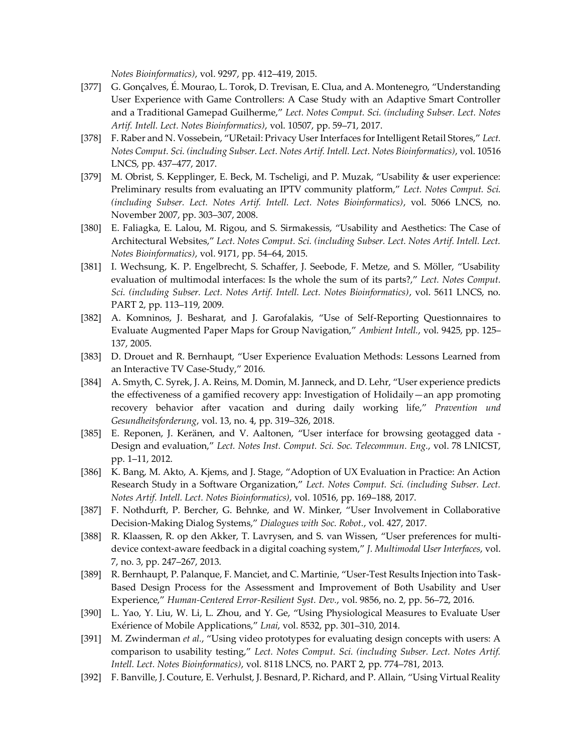*Notes Bioinformatics)*, vol. 9297, pp. 412–419, 2015.

[377] G. Gonçalves, É. Mourao, L. Torok, D. Trevisan, E. Clua, and A. Montenegro, "Understanding User Experience with Game Controllers: A Case Study with an Adaptive Smart Controller and a Traditional Gamepad Guilherme," *Lect. Notes Comput. Sci. (including Subser. Lect. Notes Artif. Intell. Lect. Notes Bioinformatics)*, vol. 10507, pp. 59–71, 2017.

[378] F. Raber and N. Vossebein, "URetail: Privacy User Interfaces for Intelligent Retail Stores," *Lect. Notes Comput. Sci. (including Subser. Lect. Notes Artif. Intell. Lect. Notes Bioinformatics)*, vol. 10516 LNCS, pp. 437–477, 2017.

[379] M. Obrist, S. Kepplinger, E. Beck, M. Tscheligi, and P. Muzak, "Usability & user experience: Preliminary results from evaluating an IPTV community platform," *Lect. Notes Comput. Sci. (including Subser. Lect. Notes Artif. Intell. Lect. Notes Bioinformatics)*, vol. 5066 LNCS, no. November 2007, pp. 303–307, 2008.

[380] E. Faliagka, E. Lalou, M. Rigou, and S. Sirmakessis, "Usability and Aesthetics: The Case of Architectural Websites," *Lect. Notes Comput. Sci. (including Subser. Lect. Notes Artif. Intell. Lect. Notes Bioinformatics)*, vol. 9171, pp. 54–64, 2015.

[381] I. Wechsung, K. P. Engelbrecht, S. Schaffer, J. Seebode, F. Metze, and S. Möller, "Usability evaluation of multimodal interfaces: Is the whole the sum of its parts?," *Lect. Notes Comput. Sci. (including Subser. Lect. Notes Artif. Intell. Lect. Notes Bioinformatics)*, vol. 5611 LNCS, no. PART 2, pp. 113–119, 2009.

[382] A. Komninos, J. Besharat, and J. Garofalakis, "Use of Self-Reporting Questionnaires to Evaluate Augmented Paper Maps for Group Navigation," *Ambient Intell.*, vol. 9425, pp. 125–137, 2005.

[383] D. Drouet and R. Bernhaupt, "User Experience Evaluation Methods: Lessons Learned from an Interactive TV Case-Study," 2016.

[384] A. Smyth, C. Syrek, J. A. Reins, M. Domin, M. Janneck, and D. Lehr, "User experience predicts the effectiveness of a gamified recovery app: Investigation of Holidaily—an app promoting recovery behavior after vacation and during daily working life," *Pravention und Gesundheitsforderung*, vol. 13, no. 4, pp. 319–326, 2018.

[385] E. Reponen, J. Keränen, and V. Aaltonen, "User interface for browsing geotagged data - Design and evaluation," *Lect. Notes Inst. Comput. Sci. Soc. Telecommun. Eng.*, vol. 78 LNICST, pp. 1–11, 2012.

[386] K. Bang, M. Akto, A. Kjems, and J. Stage, "Adoption of UX Evaluation in Practice: An Action Research Study in a Software Organization," *Lect. Notes Comput. Sci. (including Subser. Lect. Notes Artif. Intell. Lect. Notes Bioinformatics)*, vol. 10516, pp. 169–188, 2017.

[387] F. Nothdurft, P. Bercher, G. Behnke, and W. Minker, "User Involvement in Collaborative Decision-Making Dialog Systems," *Dialogues with Soc. Robot.*, vol. 427, 2017.

[388] R. Klaassen, R. op den Akker, T. Lavrysen, and S. van Wissen, "User preferences for multi-device context-aware feedback in a digital coaching system," *J. Multimodal User Interfaces*, vol. 7, no. 3, pp. 247–267, 2013.

[389] R. Bernhaupt, P. Palanque, F. Manciet, and C. Martinie, "User-Test Results Injection into Task-Based Design Process for the Assessment and Improvement of Both Usability and User Experience," *Human-Centered Error-Resilient Syst. Dev.*, vol. 9856, no. 2, pp. 56–72, 2016.

[390] L. Yao, Y. Liu, W. Li, L. Zhou, and Y. Ge, "Using Physiological Measures to Evaluate User Exérience of Mobile Applications," *Lnai*, vol. 8532, pp. 301–310, 2014.

[391] M. Zwinderman *et al.*, "Using video prototypes for evaluating design concepts with users: A comparison to usability testing," *Lect. Notes Comput. Sci. (including Subser. Lect. Notes Artif. Intell. Lect. Notes Bioinformatics)*, vol. 8118 LNCS, no. PART 2, pp. 774–781, 2013.

[392] F. Banville, J. Couture, E. Verhulst, J. Besnard, P. Richard, and P. Allain, "Using Virtual Reality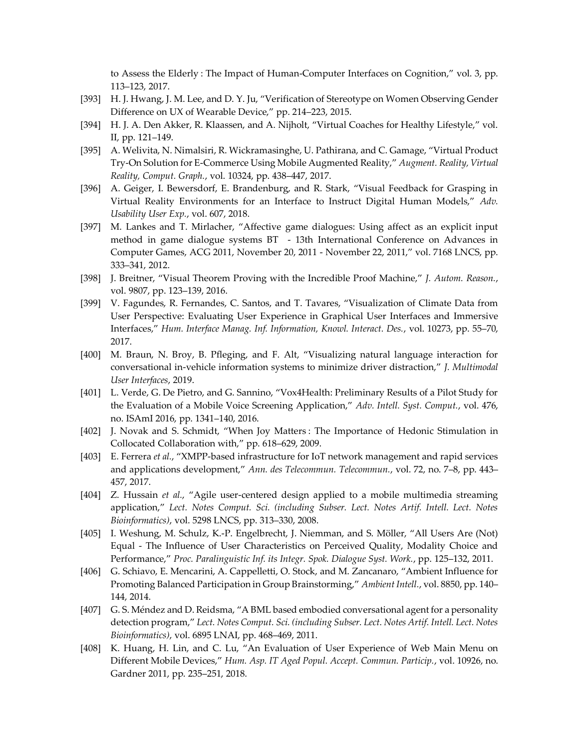to Assess the Elderly : The Impact of Human-Computer Interfaces on Cognition," vol. 3, pp. 113–123, 2017.

[393] H. J. Hwang, J. M. Lee, and D. Y. Ju, "Verification of Stereotype on Women Observing Gender Difference on UX of Wearable Device," pp. 214–223, 2015.

[394] H. J. A. Den Akker, R. Klaassen, and A. Nijholt, "Virtual Coaches for Healthy Lifestyle," vol. II, pp. 121–149.

[395] A. Welivita, N. Nimalsiri, R. Wickramasinghe, U. Pathirana, and C. Gamage, "Virtual Product Try-On Solution for E-Commerce Using Mobile Augmented Reality," *Augment. Reality, Virtual Reality, Comput. Graph.*, vol. 10324, pp. 438–447, 2017.

[396] A. Geiger, I. Bewersdorf, E. Brandenburg, and R. Stark, "Visual Feedback for Grasping in Virtual Reality Environments for an Interface to Instruct Digital Human Models," *Adv. Usability User Exp.*, vol. 607, 2018.

[397] M. Lankes and T. Mirlacher, "Affective game dialogues: Using affect as an explicit input method in game dialogue systems BT - 13th International Conference on Advances in Computer Games, ACG 2011, November 20, 2011 - November 22, 2011," vol. 7168 LNCS, pp. 333–341, 2012.

[398] J. Breitner, "Visual Theorem Proving with the Incredible Proof Machine," *J. Autom. Reason.*, vol. 9807, pp. 123–139, 2016.

[399] V. Fagundes, R. Fernandes, C. Santos, and T. Tavares, "Visualization of Climate Data from User Perspective: Evaluating User Experience in Graphical User Interfaces and Immersive Interfaces," *Hum. Interface Manag. Inf. Information, Knowl. Interact. Des.*, vol. 10273, pp. 55–70, 2017.

[400] M. Braun, N. Broy, B. Pfleging, and F. Alt, "Visualizing natural language interaction for conversational in-vehicle information systems to minimize driver distraction," *J. Multimodal User Interfaces*, 2019.

[401] L. Verde, G. De Pietro, and G. Sannino, "Vox4Health: Preliminary Results of a Pilot Study for the Evaluation of a Mobile Voice Screening Application," *Adv. Intell. Syst. Comput.*, vol. 476, no. ISAmI 2016, pp. 1341–140, 2016.

[402] J. Novak and S. Schmidt, "When Joy Matters : The Importance of Hedonic Stimulation in Collocated Collaboration with," pp. 618–629, 2009.

[403] E. Ferrera *et al.*, "XMPP-based infrastructure for IoT network management and rapid services and applications development," *Ann. des Telecommun. Telecommun.*, vol. 72, no. 7–8, pp. 443–457, 2017.

[404] Z. Hussain *et al.*, "Agile user-centered design applied to a mobile multimedia streaming application," *Lect. Notes Comput. Sci. (including Subser. Lect. Notes Artif. Intell. Lect. Notes Bioinformatics)*, vol. 5298 LNCS, pp. 313–330, 2008.

[405] I. Weshung, M. Schulz, K.-P. Engelbrecht, J. Niemman, and S. Möller, "All Users Are (Not) Equal - The Influence of User Characteristics on Perceived Quality, Modality Choice and Performance," *Proc. Paralinguistic Inf. its Integr. Spok. Dialogue Syst. Work.*, pp. 125–132, 2011.

[406] G. Schiavo, E. Mencarini, A. Cappelletti, O. Stock, and M. Zancanaro, "Ambient Influence for Promoting Balanced Participation in Group Brainstorming," *Ambient Intell.*, vol. 8850, pp. 140–144, 2014.

[407] G. S. Méndez and D. Reidsma, "A BML based embodied conversational agent for a personality detection program," *Lect. Notes Comput. Sci. (including Subser. Lect. Notes Artif. Intell. Lect. Notes Bioinformatics)*, vol. 6895 LNAI, pp. 468–469, 2011.

[408] K. Huang, H. Lin, and C. Lu, "An Evaluation of User Experience of Web Main Menu on Different Mobile Devices," *Hum. Asp. IT Aged Popul. Accept. Commun. Particip.*, vol. 10926, no. Gardner 2011, pp. 235–251, 2018.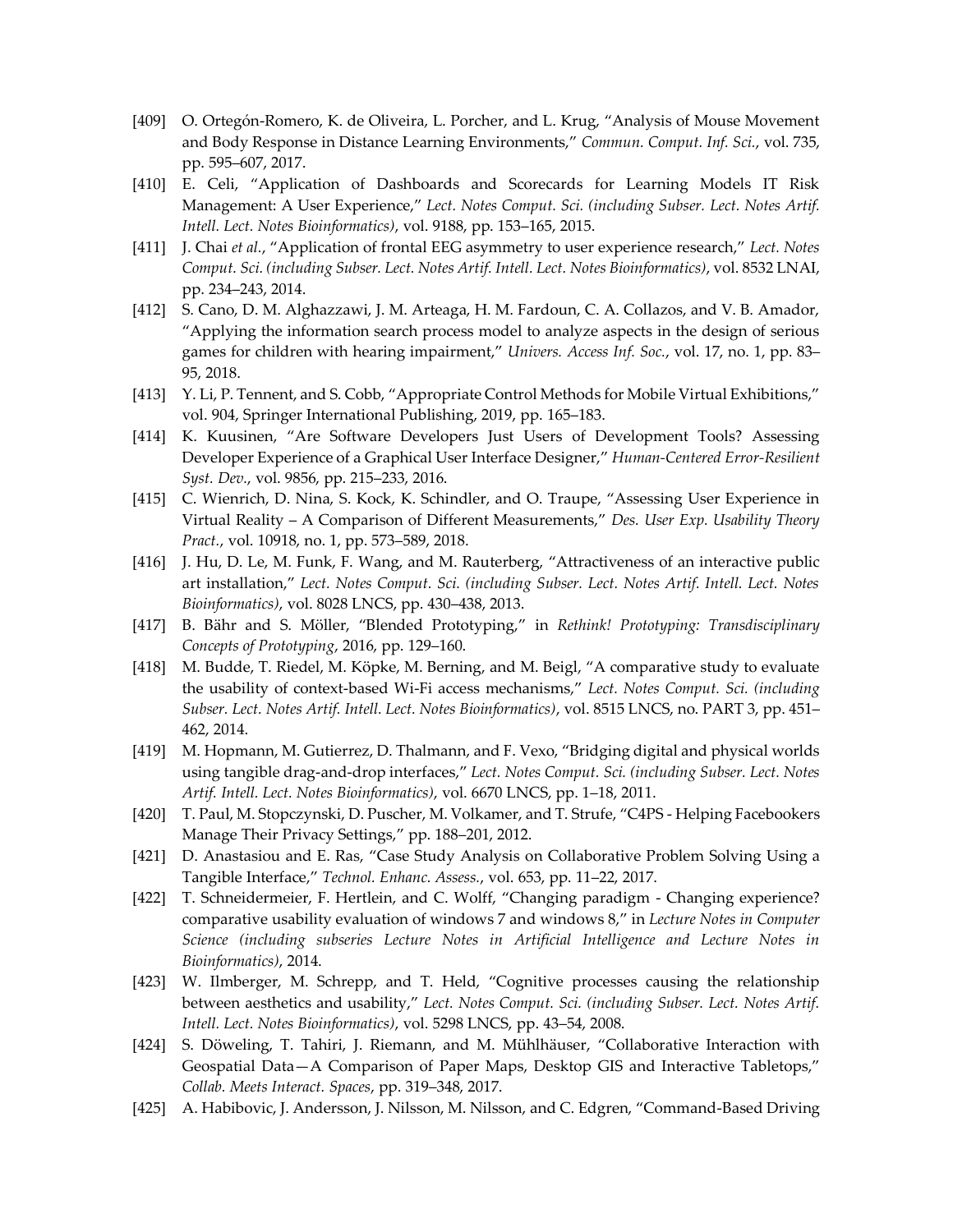[409] O. Ortegón-Romero, K. de Oliveira, L. Porcher, and L. Krug, "Analysis of Mouse Movement and Body Response in Distance Learning Environments," *Commun. Comput. Inf. Sci.*, vol. 735, pp. 595–607, 2017.

[410] E. Celi, "Application of Dashboards and Scorecards for Learning Models IT Risk Management: A User Experience," *Lect. Notes Comput. Sci. (including Subser. Lect. Notes Artif. Intell. Lect. Notes Bioinformatics)*, vol. 9188, pp. 153–165, 2015.

[411] J. Chai *et al.*, "Application of frontal EEG asymmetry to user experience research," *Lect. Notes Comput. Sci. (including Subser. Lect. Notes Artif. Intell. Lect. Notes Bioinformatics)*, vol. 8532 LNAI, pp. 234–243, 2014.

[412] S. Cano, D. M. Alghazzawi, J. M. Arteaga, H. M. Fardoun, C. A. Collazos, and V. B. Amador, "Applying the information search process model to analyze aspects in the design of serious games for children with hearing impairment," *Univers. Access Inf. Soc.*, vol. 17, no. 1, pp. 83–95, 2018.

[413] Y. Li, P. Tennent, and S. Cobb, "Appropriate Control Methods for Mobile Virtual Exhibitions," vol. 904, Springer International Publishing, 2019, pp. 165–183.

[414] K. Kuusinen, "Are Software Developers Just Users of Development Tools? Assessing Developer Experience of a Graphical User Interface Designer," *Human-Centered Error-Resilient Syst. Dev.*, vol. 9856, pp. 215–233, 2016.

[415] C. Wienrich, D. Nina, S. Kock, K. Schindler, and O. Traupe, "Assessing User Experience in Virtual Reality – A Comparison of Different Measurements," *Des. User Exp. Usability Theory Pract.*, vol. 10918, no. 1, pp. 573–589, 2018.

[416] J. Hu, D. Le, M. Funk, F. Wang, and M. Rauterberg, "Attractiveness of an interactive public art installation," *Lect. Notes Comput. Sci. (including Subser. Lect. Notes Artif. Intell. Lect. Notes Bioinformatics)*, vol. 8028 LNCS, pp. 430–438, 2013.

[417] B. Bähr and S. Möller, "Blended Prototyping," in *Rethink! Prototyping: Transdisciplinary Concepts of Prototyping*, 2016, pp. 129–160.

[418] M. Budde, T. Riedel, M. Köpke, M. Berning, and M. Beigl, "A comparative study to evaluate the usability of context-based Wi-Fi access mechanisms," *Lect. Notes Comput. Sci. (including Subser. Lect. Notes Artif. Intell. Lect. Notes Bioinformatics)*, vol. 8515 LNCS, no. PART 3, pp. 451–462, 2014.

[419] M. Hopmann, M. Gutierrez, D. Thalmann, and F. Vexo, "Bridging digital and physical worlds using tangible drag-and-drop interfaces," *Lect. Notes Comput. Sci. (including Subser. Lect. Notes Artif. Intell. Lect. Notes Bioinformatics)*, vol. 6670 LNCS, pp. 1–18, 2011.

[420] T. Paul, M. Stopczynski, D. Puscher, M. Volkamer, and T. Strufe, "C4PS - Helping Facebookers Manage Their Privacy Settings," pp. 188–201, 2012.

[421] D. Anastasiou and E. Ras, "Case Study Analysis on Collaborative Problem Solving Using a Tangible Interface," *Technol. Enhanc. Assess.*, vol. 653, pp. 11–22, 2017.

[422] T. Schneidermeier, F. Hertlein, and C. Wolff, "Changing paradigm - Changing experience? comparative usability evaluation of windows 7 and windows 8," in *Lecture Notes in Computer Science (including subseries Lecture Notes in Artificial Intelligence and Lecture Notes in Bioinformatics)*, 2014.

[423] W. Ilmberger, M. Schrepp, and T. Held, "Cognitive processes causing the relationship between aesthetics and usability," *Lect. Notes Comput. Sci. (including Subser. Lect. Notes Artif. Intell. Lect. Notes Bioinformatics)*, vol. 5298 LNCS, pp. 43–54, 2008.

[424] S. Döweling, T. Tahiri, J. Riemann, and M. Mühlhäuser, "Collaborative Interaction with Geospatial Data—A Comparison of Paper Maps, Desktop GIS and Interactive Tabletops," *Collab. Meets Interact. Spaces*, pp. 319–348, 2017.

[425] A. Habibovic, J. Andersson, J. Nilsson, M. Nilsson, and C. Edgren, "Command-Based Driving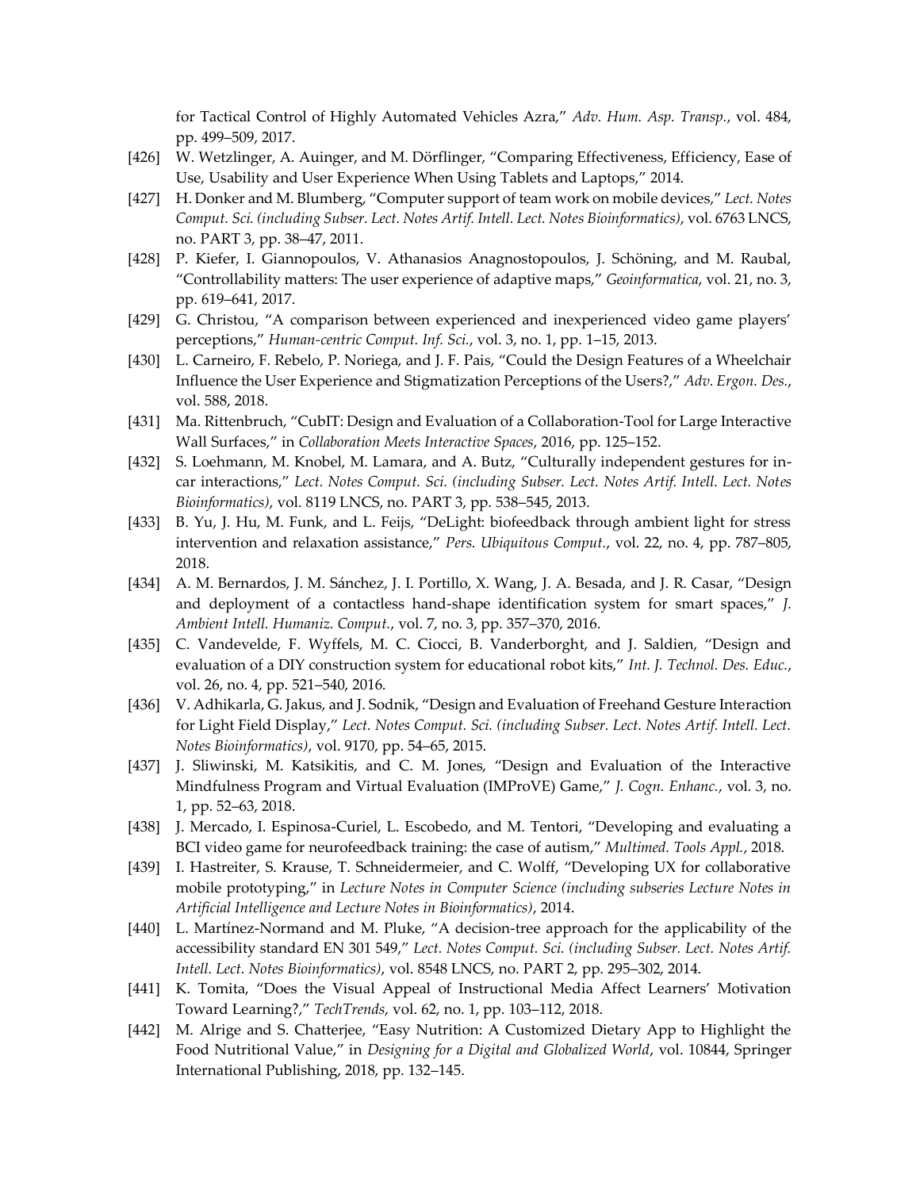for Tactical Control of Highly Automated Vehicles Azra," *Adv. Hum. Asp. Transp.*, vol. 484, pp. 499–509, 2017.

[426] W. Wetzlinger, A. Auinger, and M. Dörflinger, "Comparing Effectiveness, Efficiency, Ease of Use, Usability and User Experience When Using Tablets and Laptops," 2014.

[427] H. Donker and M. Blumberg, "Computer support of team work on mobile devices," *Lect. Notes Comput. Sci. (including Subser. Lect. Notes Artif. Intell. Lect. Notes Bioinformatics)*, vol. 6763 LNCS, no. PART 3, pp. 38–47, 2011.

[428] P. Kiefer, I. Giannopoulos, V. Athanasios Anagnostopoulos, J. Schöning, and M. Raubal, "Controllability matters: The user experience of adaptive maps," *Geoinformatica*, vol. 21, no. 3, pp. 619–641, 2017.

[429] G. Christou, "A comparison between experienced and inexperienced video game players' perceptions," *Human-centric Comput. Inf. Sci.*, vol. 3, no. 1, pp. 1–15, 2013.

[430] L. Carneiro, F. Rebelo, P. Noriega, and J. F. Pais, "Could the Design Features of a Wheelchair Influence the User Experience and Stigmatization Perceptions of the Users?," *Adv. Ergon. Des.*, vol. 588, 2018.

[431] Ma. Rittenbruch, "CubIT: Design and Evaluation of a Collaboration-Tool for Large Interactive Wall Surfaces," in *Collaboration Meets Interactive Spaces*, 2016, pp. 125–152.

[432] S. Loehmann, M. Knobel, M. Lamara, and A. Butz, "Culturally independent gestures for in-car interactions," *Lect. Notes Comput. Sci. (including Subser. Lect. Notes Artif. Intell. Lect. Notes Bioinformatics)*, vol. 8119 LNCS, no. PART 3, pp. 538–545, 2013.

[433] B. Yu, J. Hu, M. Funk, and L. Feijs, "DeLight: biofeedback through ambient light for stress intervention and relaxation assistance," *Pers. Ubiquitous Comput.*, vol. 22, no. 4, pp. 787–805, 2018.

[434] A. M. Bernardos, J. M. Sánchez, J. I. Portillo, X. Wang, J. A. Besada, and J. R. Casar, "Design and deployment of a contactless hand-shape identification system for smart spaces," *J. Ambient Intell. Humaniz. Comput.*, vol. 7, no. 3, pp. 357–370, 2016.

[435] C. Vandevelde, F. Wyffels, M. C. Ciocci, B. Vanderborght, and J. Saldien, "Design and evaluation of a DIY construction system for educational robot kits," *Int. J. Technol. Des. Educ.*, vol. 26, no. 4, pp. 521–540, 2016.

[436] V. Adhikarla, G. Jakus, and J. Sodnik, "Design and Evaluation of Freehand Gesture Interaction for Light Field Display," *Lect. Notes Comput. Sci. (including Subser. Lect. Notes Artif. Intell. Lect. Notes Bioinformatics)*, vol. 9170, pp. 54–65, 2015.

[437] J. Sliwinski, M. Katsikitis, and C. M. Jones, "Design and Evaluation of the Interactive Mindfulness Program and Virtual Evaluation (IMProVE) Game," *J. Cogn. Enhanc.*, vol. 3, no. 1, pp. 52–63, 2018.

[438] J. Mercado, I. Espinosa-Curiel, L. Escobedo, and M. Tentori, "Developing and evaluating a BCI video game for neurofeedback training: the case of autism," *Multimed. Tools Appl.*, 2018.

[439] I. Hastreiter, S. Krause, T. Schneidermeier, and C. Wolff, "Developing UX for collaborative mobile prototyping," in *Lecture Notes in Computer Science (including subseries Lecture Notes in Artificial Intelligence and Lecture Notes in Bioinformatics)*, 2014.

[440] L. Martínez-Normand and M. Pluke, "A decision-tree approach for the applicability of the accessibility standard EN 301 549," *Lect. Notes Comput. Sci. (including Subser. Lect. Notes Artif. Intell. Lect. Notes Bioinformatics)*, vol. 8548 LNCS, no. PART 2, pp. 295–302, 2014.

[441] K. Tomita, "Does the Visual Appeal of Instructional Media Affect Learners' Motivation Toward Learning?," *TechTrends*, vol. 62, no. 1, pp. 103–112, 2018.

[442] M. Alrige and S. Chatterjee, "Easy Nutrition: A Customized Dietary App to Highlight the Food Nutritional Value," in *Designing for a Digital and Globalized World*, vol. 10844, Springer International Publishing, 2018, pp. 132–145.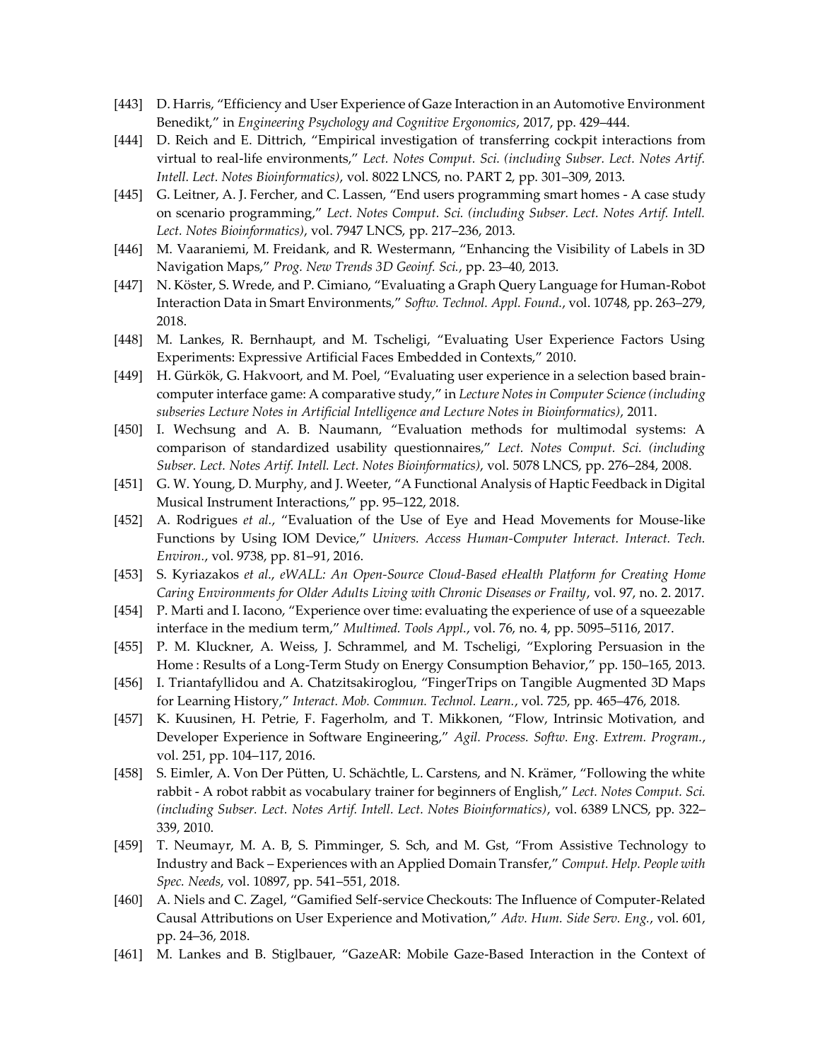[443] D. Harris, “Efficiency and User Experience of Gaze Interaction in an Automotive Environment Benedikt,” in *Engineering Psychology and Cognitive Ergonomics*, 2017, pp. 429–444.

[444] D. Reich and E. Dittrich, “Empirical investigation of transferring cockpit interactions from virtual to real-life environments,” *Lect. Notes Comput. Sci. (including Subser. Lect. Notes Artif. Intell. Lect. Notes Bioinformatics)*, vol. 8022 LNCS, no. PART 2, pp. 301–309, 2013.

[445] G. Leitner, A. J. Fercher, and C. Lassen, “End users programming smart homes - A case study on scenario programming,” *Lect. Notes Comput. Sci. (including Subser. Lect. Notes Artif. Intell. Lect. Notes Bioinformatics)*, vol. 7947 LNCS, pp. 217–236, 2013.

[446] M. Vaaraniemi, M. Freidank, and R. Westermann, “Enhancing the Visibility of Labels in 3D Navigation Maps,” *Prog. New Trends 3D Geoinf. Sci.*, pp. 23–40, 2013.

[447] N. Köster, S. Wrede, and P. Cimiano, “Evaluating a Graph Query Language for Human-Robot Interaction Data in Smart Environments,” *Softw. Technol. Appl. Found.*, vol. 10748, pp. 263–279, 2018.

[448] M. Lankes, R. Bernhaupt, and M. Tscheligi, “Evaluating User Experience Factors Using Experiments: Expressive Artificial Faces Embedded in Contexts,” 2010.

[449] H. Gürkök, G. Hakvoort, and M. Poel, “Evaluating user experience in a selection based brain-computer interface game: A comparative study,” in *Lecture Notes in Computer Science (including subseries Lecture Notes in Artificial Intelligence and Lecture Notes in Bioinformatics)*, 2011.

[450] I. Wechsung and A. B. Naumann, “Evaluation methods for multimodal systems: A comparison of standardized usability questionnaires,” *Lect. Notes Comput. Sci. (including Subser. Lect. Notes Artif. Intell. Lect. Notes Bioinformatics)*, vol. 5078 LNCS, pp. 276–284, 2008.

[451] G. W. Young, D. Murphy, and J. Weeter, “A Functional Analysis of Haptic Feedback in Digital Musical Instrument Interactions,” pp. 95–122, 2018.

[452] A. Rodrigues *et al.*, “Evaluation of the Use of Eye and Head Movements for Mouse-like Functions by Using IOM Device,” *Univers. Access Human-Computer Interact. Interact. Tech. Environ.*, vol. 9738, pp. 81–91, 2016.

[453] S. Kyriazakos *et al.*, *eWALL: An Open-Source Cloud-Based eHealth Platform for Creating Home Caring Environments for Older Adults Living with Chronic Diseases or Frailty*, vol. 97, no. 2. 2017.

[454] P. Marti and I. Iacono, “Experience over time: evaluating the experience of use of a squeezable interface in the medium term,” *Multimed. Tools Appl.*, vol. 76, no. 4, pp. 5095–5116, 2017.

[455] P. M. Kluckner, A. Weiss, J. Schrammel, and M. Tscheligi, “Exploring Persuasion in the Home : Results of a Long-Term Study on Energy Consumption Behavior,” pp. 150–165, 2013.

[456] I. Triantafyllidou and A. Chatzitsakiroglou, “FingerTrips on Tangible Augmented 3D Maps for Learning History,” *Interact. Mob. Commun. Technol. Learn.*, vol. 725, pp. 465–476, 2018.

[457] K. Kuusinen, H. Petrie, F. Fagerholm, and T. Mikkonen, “Flow, Intrinsic Motivation, and Developer Experience in Software Engineering,” *Agil. Process. Softw. Eng. Extrem. Program.*, vol. 251, pp. 104–117, 2016.

[458] S. Eimler, A. Von Der Pütten, U. Schächtle, L. Carstens, and N. Krämer, “Following the white rabbit - A robot rabbit as vocabulary trainer for beginners of English,” *Lect. Notes Comput. Sci. (including Subser. Lect. Notes Artif. Intell. Lect. Notes Bioinformatics)*, vol. 6389 LNCS, pp. 322–339, 2010.

[459] T. Neumayr, M. A. B, S. Pimminger, S. Sch, and M. Gst, “From Assistive Technology to Industry and Back – Experiences with an Applied Domain Transfer,” *Comput. Help. People with Spec. Needs*, vol. 10897, pp. 541–551, 2018.

[460] A. Niels and C. Zagel, “Gamified Self-service Checkouts: The Influence of Computer-Related Causal Attributions on User Experience and Motivation,” *Adv. Hum. Side Serv. Eng.*, vol. 601, pp. 24–36, 2018.

[461] M. Lankes and B. Stiglbauer, “GazeAR: Mobile Gaze-Based Interaction in the Context of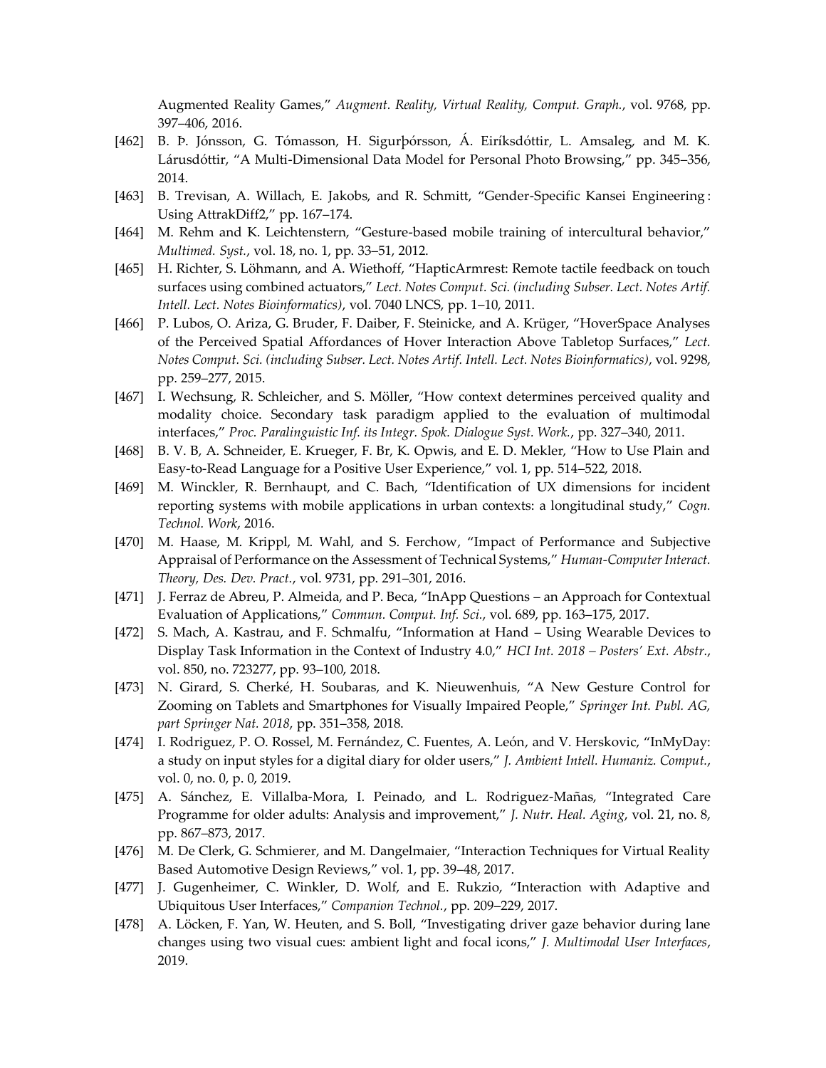Augmented Reality Games," *Augment. Reality, Virtual Reality, Comput. Graph.*, vol. 9768, pp. 397–406, 2016.

[462] B. Þ. Jónsson, G. Tómasson, H. Sigurþórsson, Á. Eiríksdóttir, L. Amsaleg, and M. K. Lárusdóttir, "A Multi-Dimensional Data Model for Personal Photo Browsing," pp. 345–356, 2014.

[463] B. Trevisan, A. Willach, E. Jakobs, and R. Schmitt, "Gender-Specific Kansei Engineering : Using AttrakDiff2," pp. 167–174.

[464] M. Rehm and K. Leichtenstern, "Gesture-based mobile training of intercultural behavior," *Multimed. Syst.*, vol. 18, no. 1, pp. 33–51, 2012.

[465] H. Richter, S. Löhmann, and A. Wiethoff, "HapticArmrest: Remote tactile feedback on touch surfaces using combined actuators," *Lect. Notes Comput. Sci. (including Subser. Lect. Notes Artif. Intell. Lect. Notes Bioinformatics)*, vol. 7040 LNCS, pp. 1–10, 2011.

[466] P. Lubos, O. Ariza, G. Bruder, F. Daiber, F. Steinicke, and A. Krüger, "HoverSpace Analyses of the Perceived Spatial Affordances of Hover Interaction Above Tabletop Surfaces," *Lect. Notes Comput. Sci. (including Subser. Lect. Notes Artif. Intell. Lect. Notes Bioinformatics)*, vol. 9298, pp. 259–277, 2015.

[467] I. Wechsung, R. Schleicher, and S. Möller, "How context determines perceived quality and modality choice. Secondary task paradigm applied to the evaluation of multimodal interfaces," *Proc. Paralinguistic Inf. its Integr. Spok. Dialogue Syst. Work.*, pp. 327–340, 2011.

[468] B. V. B, A. Schneider, E. Krueger, F. Br, K. Opwis, and E. D. Mekler, "How to Use Plain and Easy-to-Read Language for a Positive User Experience," vol. 1, pp. 514–522, 2018.

[469] M. Winckler, R. Bernhaupt, and C. Bach, "Identification of UX dimensions for incident reporting systems with mobile applications in urban contexts: a longitudinal study," *Cogn. Technol. Work*, 2016.

[470] M. Haase, M. Krippl, M. Wahl, and S. Ferchow, "Impact of Performance and Subjective Appraisal of Performance on the Assessment of Technical Systems," *Human-Computer Interact. Theory, Des. Dev. Pract.*, vol. 9731, pp. 291–301, 2016.

[471] J. Ferraz de Abreu, P. Almeida, and P. Beca, "InApp Questions – an Approach for Contextual Evaluation of Applications," *Commun. Comput. Inf. Sci.*, vol. 689, pp. 163–175, 2017.

[472] S. Mach, A. Kastrau, and F. Schmalfu, "Information at Hand – Using Wearable Devices to Display Task Information in the Context of Industry 4.0," *HCI Int. 2018 – Posters' Ext. Abstr.*, vol. 850, no. 723277, pp. 93–100, 2018.

[473] N. Girard, S. Cherké, H. Soubaras, and K. Nieuwenhuis, "A New Gesture Control for Zooming on Tablets and Smartphones for Visually Impaired People," *Springer Int. Publ. AG, part Springer Nat. 2018*, pp. 351–358, 2018.

[474] I. Rodriguez, P. O. Rossel, M. Fernández, C. Fuentes, A. León, and V. Herskovic, "InMyDay: a study on input styles for a digital diary for older users," *J. Ambient Intell. Humaniz. Comput.*, vol. 0, no. 0, p. 0, 2019.

[475] A. Sánchez, E. Villalba-Mora, I. Peinado, and L. Rodriguez-Mañas, "Integrated Care Programme for older adults: Analysis and improvement," *J. Nutr. Heal. Aging*, vol. 21, no. 8, pp. 867–873, 2017.

[476] M. De Clerk, G. Schmierer, and M. Dangelmaier, "Interaction Techniques for Virtual Reality Based Automotive Design Reviews," vol. 1, pp. 39–48, 2017.

[477] J. Gugenheimer, C. Winkler, D. Wolf, and E. Rukzio, "Interaction with Adaptive and Ubiquitous User Interfaces," *Companion Technol.*, pp. 209–229, 2017.

[478] A. Löcken, F. Yan, W. Heuten, and S. Boll, "Investigating driver gaze behavior during lane changes using two visual cues: ambient light and focal icons," *J. Multimodal User Interfaces*, 2019.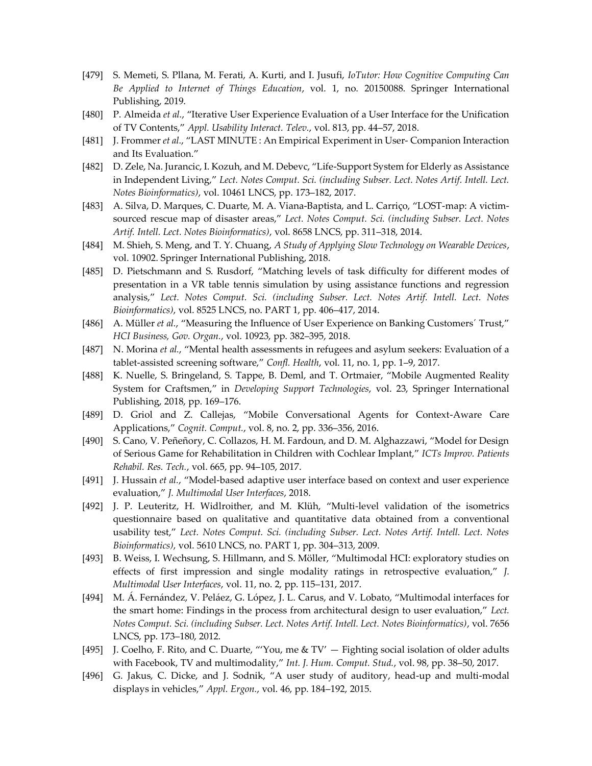[479] S. Memeti, S. Pllana, M. Ferati, A. Kurti, and I. Jusufi, *IoTutor: How Cognitive Computing Can Be Applied to Internet of Things Education*, vol. 1, no. 20150088. Springer International Publishing, 2019.

[480] P. Almeida *et al.*, "Iterative User Experience Evaluation of a User Interface for the Unification of TV Contents," *Appl. Usability Interact. Telev.*, vol. 813, pp. 44–57, 2018.

[481] J. Frommer *et al.*, "LAST MINUTE : An Empirical Experiment in User- Companion Interaction and Its Evaluation."

[482] D. Zele, Na. Jurancic, I. Kozuh, and M. Debevc, "Life-Support System for Elderly as Assistance in Independent Living," *Lect. Notes Comput. Sci. (including Subser. Lect. Notes Artif. Intell. Lect. Notes Bioinformatics)*, vol. 10461 LNCS, pp. 173–182, 2017.

[483] A. Silva, D. Marques, C. Duarte, M. A. Viana-Baptista, and L. Carriço, "LOST-map: A victim-sourced rescue map of disaster areas," *Lect. Notes Comput. Sci. (including Subser. Lect. Notes Artif. Intell. Lect. Notes Bioinformatics)*, vol. 8658 LNCS, pp. 311–318, 2014.

[484] M. Shieh, S. Meng, and T. Y. Chuang, *A Study of Applying Slow Technology on Wearable Devices*, vol. 10902. Springer International Publishing, 2018.

[485] D. Pietschmann and S. Rusdorf, "Matching levels of task difficulty for different modes of presentation in a VR table tennis simulation by using assistance functions and regression analysis," *Lect. Notes Comput. Sci. (including Subser. Lect. Notes Artif. Intell. Lect. Notes Bioinformatics)*, vol. 8525 LNCS, no. PART 1, pp. 406–417, 2014.

[486] A. Müller *et al.*, "Measuring the Influence of User Experience on Banking Customers´ Trust," *HCI Business, Gov. Organ.*, vol. 10923, pp. 382–395, 2018.

[487] N. Morina *et al.*, "Mental health assessments in refugees and asylum seekers: Evaluation of a tablet-assisted screening software," *Confl. Health*, vol. 11, no. 1, pp. 1–9, 2017.

[488] K. Nuelle, S. Bringeland, S. Tappe, B. Deml, and T. Ortmaier, "Mobile Augmented Reality System for Craftsmen," in *Developing Support Technologies*, vol. 23, Springer International Publishing, 2018, pp. 169–176.

[489] D. Griol and Z. Callejas, "Mobile Conversational Agents for Context-Aware Care Applications," *Cognit. Comput.*, vol. 8, no. 2, pp. 336–356, 2016.

[490] S. Cano, V. Peñeñory, C. Collazos, H. M. Fardoun, and D. M. Alghazzawi, "Model for Design of Serious Game for Rehabilitation in Children with Cochlear Implant," *ICTs Improv. Patients Rehabil. Res. Tech.*, vol. 665, pp. 94–105, 2017.

[491] J. Hussain *et al.*, "Model-based adaptive user interface based on context and user experience evaluation," *J. Multimodal User Interfaces*, 2018.

[492] J. P. Leuteritz, H. Widlroither, and M. Klüh, "Multi-level validation of the isometrics questionnaire based on qualitative and quantitative data obtained from a conventional usability test," *Lect. Notes Comput. Sci. (including Subser. Lect. Notes Artif. Intell. Lect. Notes Bioinformatics)*, vol. 5610 LNCS, no. PART 1, pp. 304–313, 2009.

[493] B. Weiss, I. Wechsung, S. Hillmann, and S. Möller, "Multimodal HCI: exploratory studies on effects of first impression and single modality ratings in retrospective evaluation," *J. Multimodal User Interfaces*, vol. 11, no. 2, pp. 115–131, 2017.

[494] M. Á. Fernández, V. Peláez, G. López, J. L. Carus, and V. Lobato, "Multimodal interfaces for the smart home: Findings in the process from architectural design to user evaluation," *Lect. Notes Comput. Sci. (including Subser. Lect. Notes Artif. Intell. Lect. Notes Bioinformatics)*, vol. 7656 LNCS, pp. 173–180, 2012.

[495] J. Coelho, F. Rito, and C. Duarte, "'You, me & TV' — Fighting social isolation of older adults with Facebook, TV and multimodality," *Int. J. Hum. Comput. Stud.*, vol. 98, pp. 38–50, 2017.

[496] G. Jakus, C. Dicke, and J. Sodnik, "A user study of auditory, head-up and multi-modal displays in vehicles," *Appl. Ergon.*, vol. 46, pp. 184–192, 2015.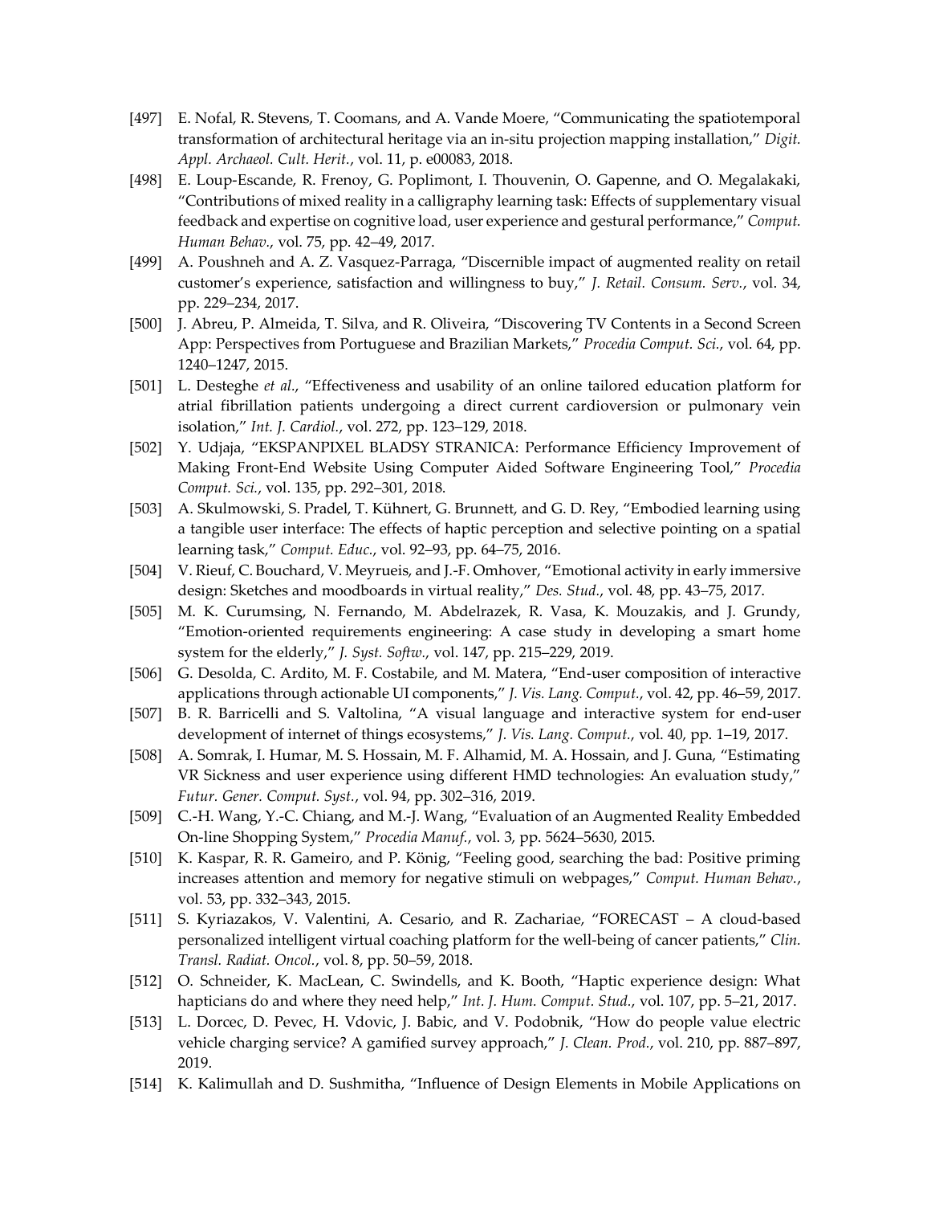[497] E. Nofal, R. Stevens, T. Coomans, and A. Vande Moere, "Communicating the spatiotemporal transformation of architectural heritage via an in-situ projection mapping installation," *Digit. Appl. Archaeol. Cult. Herit.*, vol. 11, p. e00083, 2018.

[498] E. Loup-Escande, R. Frenoy, G. Poplimont, I. Thouvenin, O. Gapenne, and O. Megalakaki, "Contributions of mixed reality in a calligraphy learning task: Effects of supplementary visual feedback and expertise on cognitive load, user experience and gestural performance," *Comput. Human Behav.*, vol. 75, pp. 42–49, 2017.

[499] A. Poushneh and A. Z. Vasquez-Parraga, "Discernible impact of augmented reality on retail customer's experience, satisfaction and willingness to buy," *J. Retail. Consum. Serv.*, vol. 34, pp. 229–234, 2017.

[500] J. Abreu, P. Almeida, T. Silva, and R. Oliveira, "Discovering TV Contents in a Second Screen App: Perspectives from Portuguese and Brazilian Markets," *Procedia Comput. Sci.*, vol. 64, pp. 1240–1247, 2015.

[501] L. Desteghe *et al.*, "Effectiveness and usability of an online tailored education platform for atrial fibrillation patients undergoing a direct current cardioversion or pulmonary vein isolation," *Int. J. Cardiol.*, vol. 272, pp. 123–129, 2018.

[502] Y. Udjaja, "EKSPANPIXEL BLADSY STRANICA: Performance Efficiency Improvement of Making Front-End Website Using Computer Aided Software Engineering Tool," *Procedia Comput. Sci.*, vol. 135, pp. 292–301, 2018.

[503] A. Skulmowski, S. Pradel, T. Kühnert, G. Brunnett, and G. D. Rey, "Embodied learning using a tangible user interface: The effects of haptic perception and selective pointing on a spatial learning task," *Comput. Educ.*, vol. 92–93, pp. 64–75, 2016.

[504] V. Rieuf, C. Bouchard, V. Meyrueis, and J.-F. Omhover, "Emotional activity in early immersive design: Sketches and moodboards in virtual reality," *Des. Stud.*, vol. 48, pp. 43–75, 2017.

[505] M. K. Curumsing, N. Fernando, M. Abdelrazek, R. Vasa, K. Mouzakis, and J. Grundy, "Emotion-oriented requirements engineering: A case study in developing a smart home system for the elderly," *J. Syst. Softw.*, vol. 147, pp. 215–229, 2019.

[506] G. Desolda, C. Ardito, M. F. Costabile, and M. Matera, "End-user composition of interactive applications through actionable UI components," *J. Vis. Lang. Comput.*, vol. 42, pp. 46–59, 2017.

[507] B. R. Barricelli and S. Valtolina, "A visual language and interactive system for end-user development of internet of things ecosystems," *J. Vis. Lang. Comput.*, vol. 40, pp. 1–19, 2017.

[508] A. Somrak, I. Humar, M. S. Hossain, M. F. Alhamid, M. A. Hossain, and J. Guna, "Estimating VR Sickness and user experience using different HMD technologies: An evaluation study," *Futur. Gener. Comput. Syst.*, vol. 94, pp. 302–316, 2019.

[509] C.-H. Wang, Y.-C. Chiang, and M.-J. Wang, "Evaluation of an Augmented Reality Embedded On-line Shopping System," *Procedia Manuf.*, vol. 3, pp. 5624–5630, 2015.

[510] K. Kaspar, R. R. Gameiro, and P. König, "Feeling good, searching the bad: Positive priming increases attention and memory for negative stimuli on webpages," *Comput. Human Behav.*, vol. 53, pp. 332–343, 2015.

[511] S. Kyriazakos, V. Valentini, A. Cesario, and R. Zachariae, "FORECAST – A cloud-based personalized intelligent virtual coaching platform for the well-being of cancer patients," *Clin. Transl. Radiat. Oncol.*, vol. 8, pp. 50–59, 2018.

[512] O. Schneider, K. MacLean, C. Swindells, and K. Booth, "Haptic experience design: What hapticians do and where they need help," *Int. J. Hum. Comput. Stud.*, vol. 107, pp. 5–21, 2017.

[513] L. Dorcec, D. Pevec, H. Vdovic, J. Babic, and V. Podobnik, "How do people value electric vehicle charging service? A gamified survey approach," *J. Clean. Prod.*, vol. 210, pp. 887–897, 2019.

[514] K. Kalimullah and D. Sushmitha, "Influence of Design Elements in Mobile Applications on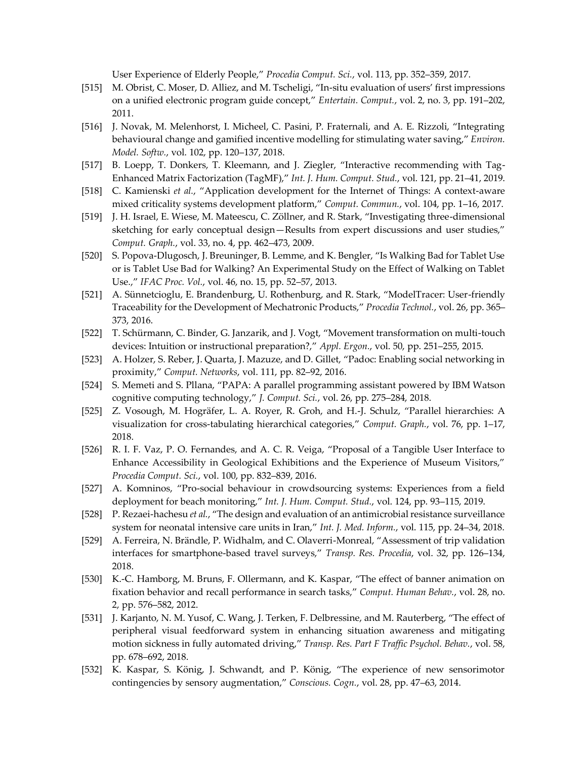User Experience of Elderly People," *Procedia Comput. Sci.*, vol. 113, pp. 352–359, 2017.

[515] M. Obrist, C. Moser, D. Alliez, and M. Tscheligi, "In-situ evaluation of users' first impressions on a unified electronic program guide concept," *Entertain. Comput.*, vol. 2, no. 3, pp. 191–202, 2011.

[516] J. Novak, M. Melenhorst, I. Micheel, C. Pasini, P. Fraternali, and A. E. Rizzoli, "Integrating behavioural change and gamified incentive modelling for stimulating water saving," *Environ. Model. Softw.*, vol. 102, pp. 120–137, 2018.

[517] B. Loepp, T. Donkers, T. Kleemann, and J. Ziegler, "Interactive recommending with Tag-Enhanced Matrix Factorization (TagMF)," *Int. J. Hum. Comput. Stud.*, vol. 121, pp. 21–41, 2019.

[518] C. Kamienski *et al.*, "Application development for the Internet of Things: A context-aware mixed criticality systems development platform," *Comput. Commun.*, vol. 104, pp. 1–16, 2017.

[519] J. H. Israel, E. Wiese, M. Mateescu, C. Zöllner, and R. Stark, "Investigating three-dimensional sketching for early conceptual design—Results from expert discussions and user studies," *Comput. Graph.*, vol. 33, no. 4, pp. 462–473, 2009.

[520] S. Popova-Dlugosch, J. Breuninger, B. Lemme, and K. Bengler, "Is Walking Bad for Tablet Use or is Tablet Use Bad for Walking? An Experimental Study on the Effect of Walking on Tablet Use.," *IFAC Proc. Vol.*, vol. 46, no. 15, pp. 52–57, 2013.

[521] A. Sünnetcioglu, E. Brandenburg, U. Rothenburg, and R. Stark, "ModelTracer: User-friendly Traceability for the Development of Mechatronic Products," *Procedia Technol.*, vol. 26, pp. 365–373, 2016.

[522] T. Schürmann, C. Binder, G. Janzarik, and J. Vogt, "Movement transformation on multi-touch devices: Intuition or instructional preparation?," *Appl. Ergon.*, vol. 50, pp. 251–255, 2015.

[523] A. Holzer, S. Reber, J. Quarta, J. Mazuze, and D. Gillet, "Padoc: Enabling social networking in proximity," *Comput. Networks*, vol. 111, pp. 82–92, 2016.

[524] S. Memeti and S. Pllana, "PAPA: A parallel programming assistant powered by IBM Watson cognitive computing technology," *J. Comput. Sci.*, vol. 26, pp. 275–284, 2018.

[525] Z. Vosough, M. Hogräfer, L. A. Royer, R. Groh, and H.-J. Schulz, "Parallel hierarchies: A visualization for cross-tabulating hierarchical categories," *Comput. Graph.*, vol. 76, pp. 1–17, 2018.

[526] R. I. F. Vaz, P. O. Fernandes, and A. C. R. Veiga, "Proposal of a Tangible User Interface to Enhance Accessibility in Geological Exhibitions and the Experience of Museum Visitors," *Procedia Comput. Sci.*, vol. 100, pp. 832–839, 2016.

[527] A. Komninos, "Pro-social behaviour in crowdsourcing systems: Experiences from a field deployment for beach monitoring," *Int. J. Hum. Comput. Stud.*, vol. 124, pp. 93–115, 2019.

[528] P. Rezaei-hachesu *et al.*, "The design and evaluation of an antimicrobial resistance surveillance system for neonatal intensive care units in Iran," *Int. J. Med. Inform.*, vol. 115, pp. 24–34, 2018.

[529] A. Ferreira, N. Brändle, P. Widhalm, and C. Olaverri-Monreal, "Assessment of trip validation interfaces for smartphone-based travel surveys," *Transp. Res. Procedia*, vol. 32, pp. 126–134, 2018.

[530] K.-C. Hamborg, M. Bruns, F. Ollermann, and K. Kaspar, "The effect of banner animation on fixation behavior and recall performance in search tasks," *Comput. Human Behav.*, vol. 28, no. 2, pp. 576–582, 2012.

[531] J. Karjanto, N. M. Yusof, C. Wang, J. Terken, F. Delbressine, and M. Rauterberg, "The effect of peripheral visual feedforward system in enhancing situation awareness and mitigating motion sickness in fully automated driving," *Transp. Res. Part F Traffic Psychol. Behav.*, vol. 58, pp. 678–692, 2018.

[532] K. Kaspar, S. König, J. Schwandt, and P. König, "The experience of new sensorimotor contingencies by sensory augmentation," *Conscious. Cogn.*, vol. 28, pp. 47–63, 2014.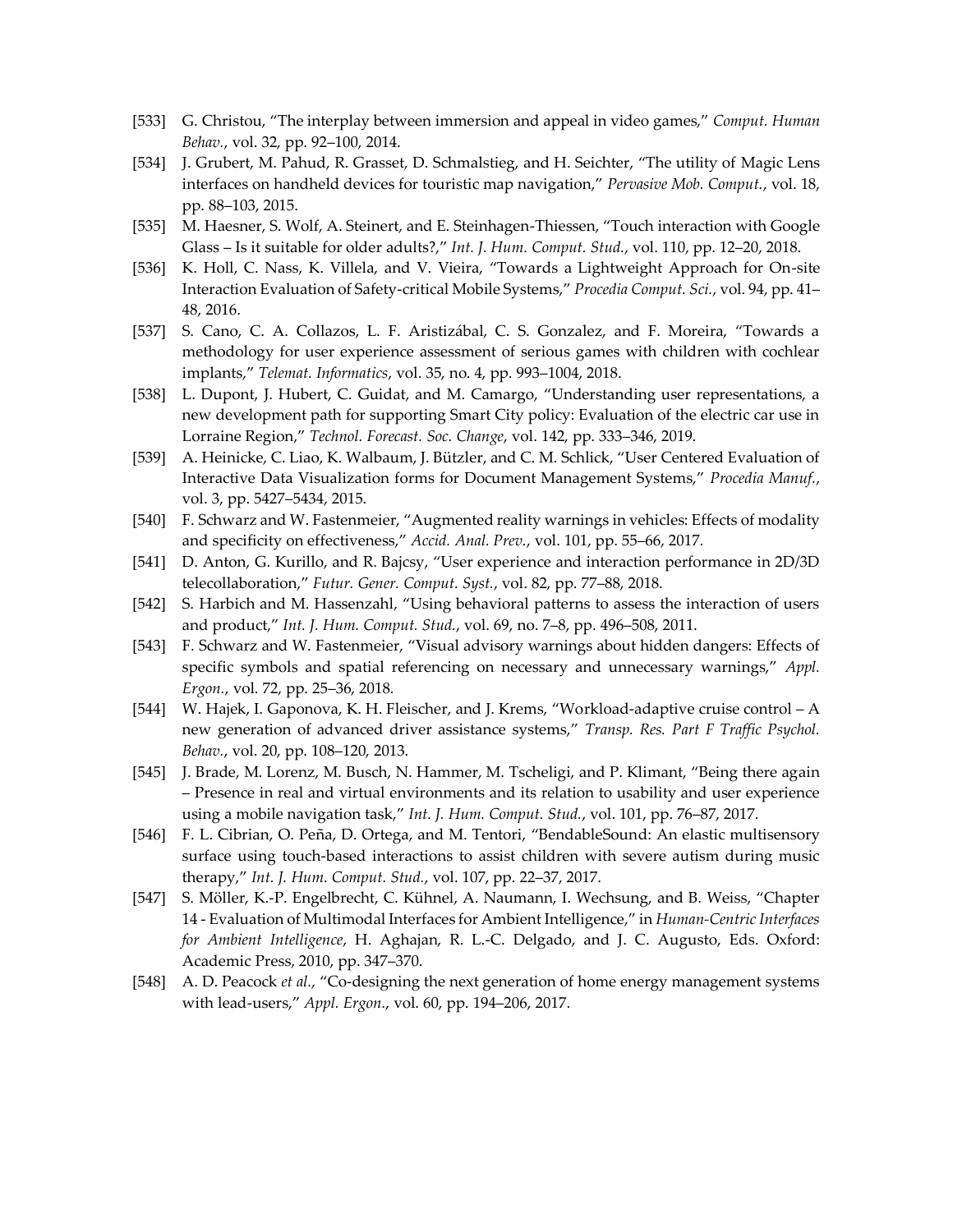[533] G. Christou, "The interplay between immersion and appeal in video games," *Comput. Human Behav.*, vol. 32, pp. 92–100, 2014.

[534] J. Grubert, M. Pahud, R. Grasset, D. Schmalstieg, and H. Seichter, "The utility of Magic Lens interfaces on handheld devices for touristic map navigation," *Pervasive Mob. Comput.*, vol. 18, pp. 88–103, 2015.

[535] M. Haesner, S. Wolf, A. Steinert, and E. Steinhagen-Thiessen, "Touch interaction with Google Glass – Is it suitable for older adults?," *Int. J. Hum. Comput. Stud.*, vol. 110, pp. 12–20, 2018.

[536] K. Holl, C. Nass, K. Villela, and V. Vieira, "Towards a Lightweight Approach for On-site Interaction Evaluation of Safety-critical Mobile Systems," *Procedia Comput. Sci.*, vol. 94, pp. 41–48, 2016.

[537] S. Cano, C. A. Collazos, L. F. Aristizábal, C. S. Gonzalez, and F. Moreira, "Towards a methodology for user experience assessment of serious games with children with cochlear implants," *Telemat. Informatics*, vol. 35, no. 4, pp. 993–1004, 2018.

[538] L. Dupont, J. Hubert, C. Guidat, and M. Camargo, "Understanding user representations, a new development path for supporting Smart City policy: Evaluation of the electric car use in Lorraine Region," *Technol. Forecast. Soc. Change*, vol. 142, pp. 333–346, 2019.

[539] A. Heinicke, C. Liao, K. Walbaum, J. Bützler, and C. M. Schlick, "User Centered Evaluation of Interactive Data Visualization forms for Document Management Systems," *Procedia Manuf.*, vol. 3, pp. 5427–5434, 2015.

[540] F. Schwarz and W. Fastenmeier, "Augmented reality warnings in vehicles: Effects of modality and specificity on effectiveness," *Accid. Anal. Prev.*, vol. 101, pp. 55–66, 2017.

[541] D. Anton, G. Kurillo, and R. Bajcsy, "User experience and interaction performance in 2D/3D telecollaboration," *Futur. Gener. Comput. Syst.*, vol. 82, pp. 77–88, 2018.

[542] S. Harbich and M. Hassenzahl, "Using behavioral patterns to assess the interaction of users and product," *Int. J. Hum. Comput. Stud.*, vol. 69, no. 7–8, pp. 496–508, 2011.

[543] F. Schwarz and W. Fastenmeier, "Visual advisory warnings about hidden dangers: Effects of specific symbols and spatial referencing on necessary and unnecessary warnings," *Appl. Ergon.*, vol. 72, pp. 25–36, 2018.

[544] W. Hajek, I. Gaponova, K. H. Fleischer, and J. Krems, "Workload-adaptive cruise control – A new generation of advanced driver assistance systems," *Transp. Res. Part F Traffic Psychol. Behav.*, vol. 20, pp. 108–120, 2013.

[545] J. Brade, M. Lorenz, M. Busch, N. Hammer, M. Tscheligi, and P. Klimant, "Being there again – Presence in real and virtual environments and its relation to usability and user experience using a mobile navigation task," *Int. J. Hum. Comput. Stud.*, vol. 101, pp. 76–87, 2017.

[546] F. L. Cibrian, O. Peña, D. Ortega, and M. Tentori, "BendableSound: An elastic multisensory surface using touch-based interactions to assist children with severe autism during music therapy," *Int. J. Hum. Comput. Stud.*, vol. 107, pp. 22–37, 2017.

[547] S. Möller, K.-P. Engelbrecht, C. Kühnel, A. Naumann, I. Wechsung, and B. Weiss, "Chapter 14 - Evaluation of Multimodal Interfaces for Ambient Intelligence," in *Human-Centric Interfaces for Ambient Intelligence*, H. Aghajan, R. L.-C. Delgado, and J. C. Augusto, Eds. Oxford: Academic Press, 2010, pp. 347–370.

[548] A. D. Peacock *et al.*, "Co-designing the next generation of home energy management systems with lead-users," *Appl. Ergon.*, vol. 60, pp. 194–206, 2017.